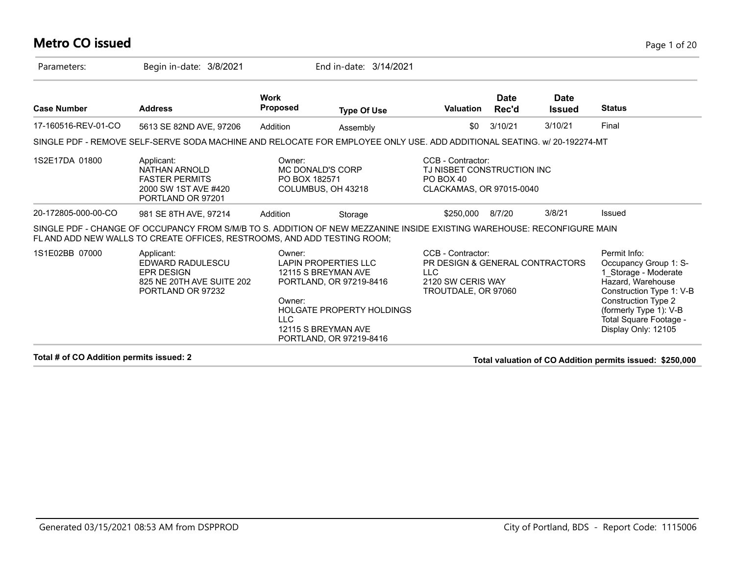# Metro CO issued

Parameters: Begin in-date: 3/8/2021 End in-date: 3/14/2021

| Case Number | Address | Work Proposed | Type Of Use | Valuation | Date Rec'd | Date Issued | Status |
|---|---|---|---|---|---|---|---|
| 17-160516-REV-01-CO | 5613 SE 82ND AVE, 97206 | Addition | Assembly | $0 | 3/10/21 | 3/10/21 | Final |

SINGLE PDF - REMOVE SELF-SERVE SODA MACHINE AND RELOCATE FOR EMPLOYEE ONLY USE. ADD ADDITIONAL SEATING. w/ 20-192274-MT

| | | | | |
|---|---|---|---|---|
| 1S2E17DA 01800 | Applicant:<br>NATHAN ARNOLD<br>FASTER PERMITS<br>2000 SW 1ST AVE #420<br>PORTLAND OR 97201 | Owner:<br>MC DONALD'S CORP<br>PO BOX 182571<br>COLUMBUS, OH 43218 | CCB - Contractor:<br>TJ NISBET CONSTRUCTION INC<br>PO BOX 40<br>CLACKAMAS, OR 97015-0040 | |

| Case Number | Address | Work Proposed | Type Of Use | Valuation | Date Rec'd | Date Issued | Status |
|---|---|---|---|---|---|---|---|
| 20-172805-000-00-CO | 981 SE 8TH AVE, 97214 | Addition | Storage | $250,000 | 8/7/20 | 3/8/21 | Issued |

SINGLE PDF - CHANGE OF OCCUPANCY FROM S/M/B TO S. ADDITION OF NEW MEZZANINE INSIDE EXISTING WAREHOUSE: RECONFIGURE MAIN FL AND ADD NEW WALLS TO CREATE OFFICES, RESTROOMS, AND ADD TESTING ROOM;

| | | | | |
|---|---|---|---|---|
| 1S1E02BB 07000 | Applicant:<br>EDWARD RADULESCU<br>EPR DESIGN<br>825 NE 20TH AVE SUITE 202<br>PORTLAND OR 97232 | Owner:<br>LAPIN PROPERTIES LLC<br>12115 S BREYMAN AVE<br>PORTLAND, OR 97219-8416<br><br>Owner:<br>HOLGATE PROPERTY HOLDINGS LLC<br>12115 S BREYMAN AVE<br>PORTLAND, OR 97219-8416 | CCB - Contractor:<br>PR DESIGN & GENERAL CONTRACTORS LLC<br>2120 SW CERIS WAY<br>TROUTDALE, OR 97060 | Permit Info:<br>Occupancy Group 1: S-1_Storage - Moderate Hazard, Warehouse<br>Construction Type 1: V-B<br>Construction Type 2 (formerly Type 1): V-B<br>Total Square Footage - Display Only: 12105 |

**Total # of CO Addition permits issued: 2**

**Total valuation of CO Addition permits issued: $250,000**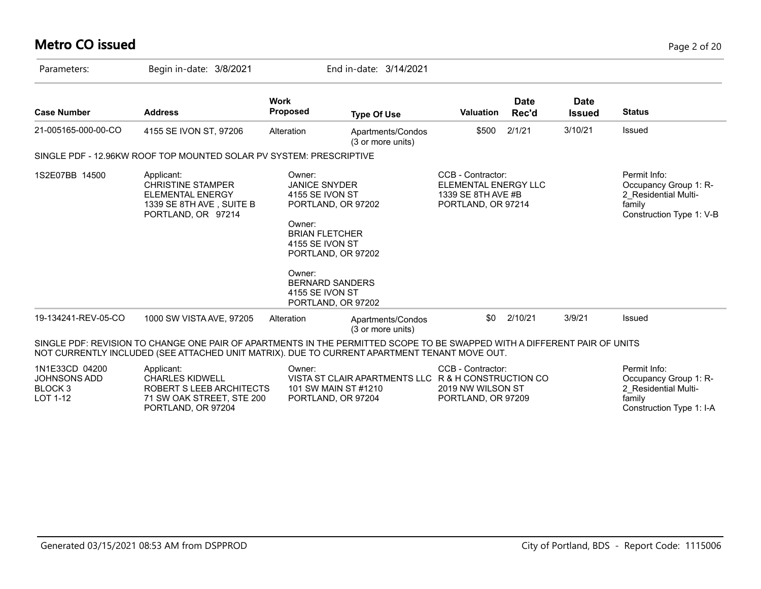# Metro CO issued

Parameters: Begin in-date: 3/8/2021 End in-date: 3/14/2021

| Case Number | Address | Work Proposed | Type Of Use | Valuation | Date Rec'd | Date Issued | Status |
|---|---|---|---|---|---|---|---|
| 21-005165-000-00-CO | 4155 SE IVON ST, 97206 | Alteration | Apartments/Condos (3 or more units) | $500 | 2/1/21 | 3/10/21 | Issued |

SINGLE PDF - 12.96KW ROOF TOP MOUNTED SOLAR PV SYSTEM: PRESCRIPTIVE

1S2E07BB 14500

Applicant:
CHRISTINE STAMPER
ELEMENTAL ENERGY
1339 SE 8TH AVE , SUITE B
PORTLAND, OR 97214

Owner:
JANICE SNYDER
4155 SE IVON ST
PORTLAND, OR 97202

Owner:
BRIAN FLETCHER
4155 SE IVON ST
PORTLAND, OR 97202

Owner:
BERNARD SANDERS
4155 SE IVON ST
PORTLAND, OR 97202

CCB - Contractor:
ELEMENTAL ENERGY LLC
1339 SE 8TH AVE #B
PORTLAND, OR 97214

Permit Info:
Occupancy Group 1: R-2_Residential Multi-family
Construction Type 1: V-B

| Case Number | Address | Work Proposed | Type Of Use | Valuation | Date Rec'd | Date Issued | Status |
|---|---|---|---|---|---|---|---|
| 19-134241-REV-05-CO | 1000 SW VISTA AVE, 97205 | Alteration | Apartments/Condos (3 or more units) | $0 | 2/10/21 | 3/9/21 | Issued |

SINGLE PDF: REVISION TO CHANGE ONE PAIR OF APARTMENTS IN THE PERMITTED SCOPE TO BE SWAPPED WITH A DIFFERENT PAIR OF UNITS NOT CURRENTLY INCLUDED (SEE ATTACHED UNIT MATRIX). DUE TO CURRENT APARTMENT TENANT MOVE OUT.

1N1E33CD 04200
JOHNSONS ADD
BLOCK 3
LOT 1-12

Applicant:
CHARLES KIDWELL
ROBERT S LEEB ARCHITECTS
71 SW OAK STREET, STE 200
PORTLAND, OR 97204

Owner:
VISTA ST CLAIR APARTMENTS LLC
101 SW MAIN ST #1210
PORTLAND, OR 97204

CCB - Contractor:
R & H CONSTRUCTION CO
2019 NW WILSON ST
PORTLAND, OR 97209

Permit Info:
Occupancy Group 1: R-2_Residential Multi-family
Construction Type 1: I-A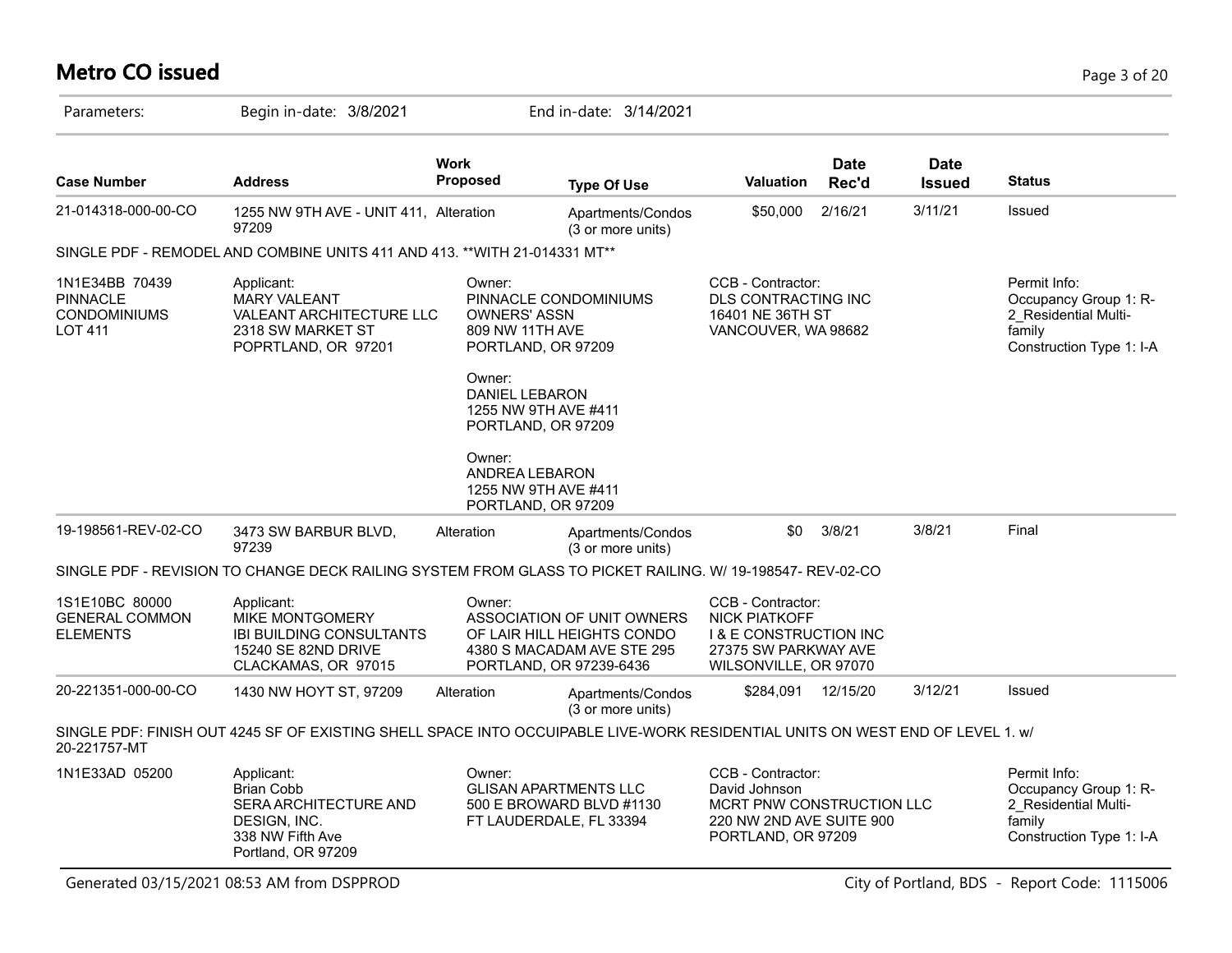# Metro CO issued

Parameters: Begin in-date: 3/8/2021 End in-date: 3/14/2021

| Case Number | Address | Work Proposed | Type Of Use | Valuation | Date Rec'd | Date Issued | Status |
|---|---|---|---|---|---|---|---|
| 21-014318-000-00-CO | 1255 NW 9TH AVE - UNIT 411, 97209 | Alteration | Apartments/Condos (3 or more units) | $50,000 | 2/16/21 | 3/11/21 | Issued |

SINGLE PDF - REMODEL AND COMBINE UNITS 411 AND 413. **WITH 21-014331 MT**

1N1E34BB 70439 PINNACLE CONDOMINIUMS LOT 411

Applicant: MARY VALEANT, VALEANT ARCHITECTURE LLC, 2318 SW MARKET ST, POPRTLAND, OR 97201

Owner: PINNACLE CONDOMINIUMS OWNERS' ASSN, 809 NW 11TH AVE, PORTLAND, OR 97209

Owner: DANIEL LEBARON, 1255 NW 9TH AVE #411, PORTLAND, OR 97209

Owner: ANDREA LEBARON, 1255 NW 9TH AVE #411, PORTLAND, OR 97209

CCB - Contractor: DLS CONTRACTING INC, 16401 NE 36TH ST, VANCOUVER, WA 98682

Permit Info: Occupancy Group 1: R-2_Residential Multi-family; Construction Type 1: I-A

| Case Number | Address | Work Proposed | Type Of Use | Valuation | Date Rec'd | Date Issued | Status |
|---|---|---|---|---|---|---|---|
| 19-198561-REV-02-CO | 3473 SW BARBUR BLVD, 97239 | Alteration | Apartments/Condos (3 or more units) | $0 | 3/8/21 | 3/8/21 | Final |

SINGLE PDF - REVISION TO CHANGE DECK RAILING SYSTEM FROM GLASS TO PICKET RAILING. W/ 19-198547- REV-02-CO

1S1E10BC 80000 GENERAL COMMON ELEMENTS

Applicant: MIKE MONTGOMERY, IBI BUILDING CONSULTANTS, 15240 SE 82ND DRIVE, CLACKAMAS, OR 97015

Owner: ASSOCIATION OF UNIT OWNERS OF LAIR HILL HEIGHTS CONDO, 4380 S MACADAM AVE STE 295, PORTLAND, OR 97239-6436

CCB - Contractor: NICK PIATKOFF, I & E CONSTRUCTION INC, 27375 SW PARKWAY AVE, WILSONVILLE, OR 97070

| Case Number | Address | Work Proposed | Type Of Use | Valuation | Date Rec'd | Date Issued | Status |
|---|---|---|---|---|---|---|---|
| 20-221351-000-00-CO | 1430 NW HOYT ST, 97209 | Alteration | Apartments/Condos (3 or more units) | $284,091 | 12/15/20 | 3/12/21 | Issued |

SINGLE PDF: FINISH OUT 4245 SF OF EXISTING SHELL SPACE INTO OCCUIPABLE LIVE-WORK RESIDENTIAL UNITS ON WEST END OF LEVEL 1. w/ 20-221757-MT

1N1E33AD 05200

Applicant: Brian Cobb, SERA ARCHITECTURE AND DESIGN, INC., 338 NW Fifth Ave, Portland, OR 97209

Owner: GLISAN APARTMENTS LLC, 500 E BROWARD BLVD #1130, FT LAUDERDALE, FL 33394

CCB - Contractor: David Johnson, MCRT PNW CONSTRUCTION LLC, 220 NW 2ND AVE SUITE 900, PORTLAND, OR 97209

Permit Info: Occupancy Group 1: R-2_Residential Multi-family; Construction Type 1: I-A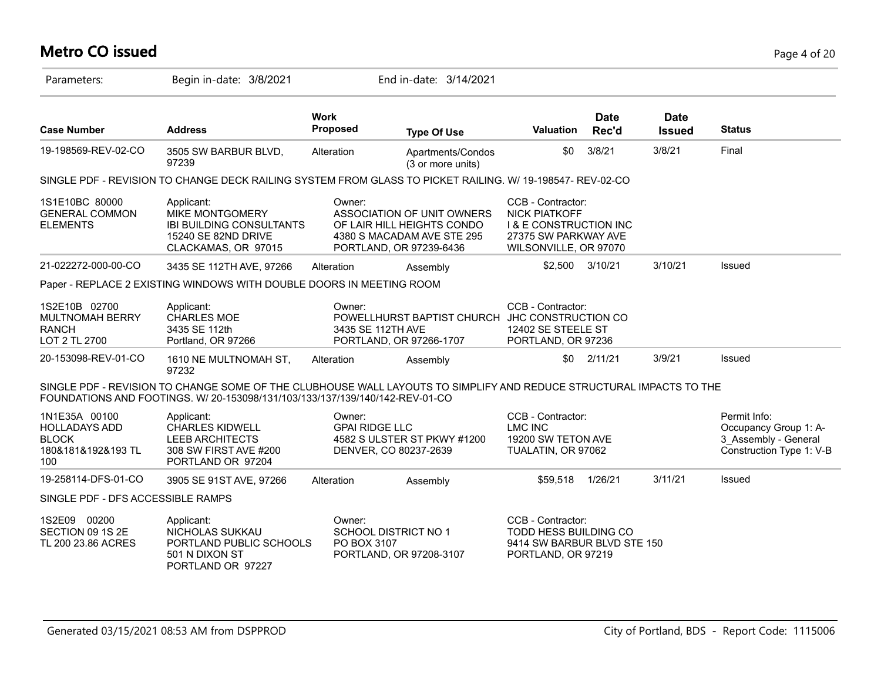# Metro CO issued

Parameters: Begin in-date: 3/8/2021 End in-date: 3/14/2021

| Case Number | Address | Work Proposed | Type Of Use | Valuation | Date Rec'd | Date Issued | Status |
|---|---|---|---|---|---|---|---|
| 19-198569-REV-02-CO | 3505 SW BARBUR BLVD, 97239 | Alteration | Apartments/Condos (3 or more units) | $0 | 3/8/21 | 3/8/21 | Final |

SINGLE PDF - REVISION TO CHANGE DECK RAILING SYSTEM FROM GLASS TO PICKET RAILING. W/ 19-198547- REV-02-CO

| | Applicant | Owner | CCB - Contractor | |
|---|---|---|---|---|
| 1S1E10BC 80000 GENERAL COMMON ELEMENTS | MIKE MONTGOMERY<br>IBI BUILDING CONSULTANTS<br>15240 SE 82ND DRIVE<br>CLACKAMAS, OR 97015 | ASSOCIATION OF UNIT OWNERS OF LAIR HILL HEIGHTS CONDO<br>4380 S MACADAM AVE STE 295<br>PORTLAND, OR 97239-6436 | NICK PIATKOFF<br>I & E CONSTRUCTION INC<br>27375 SW PARKWAY AVE<br>WILSONVILLE, OR 97070 | |

| Case Number | Address | Work Proposed | Type Of Use | Valuation | Date Rec'd | Date Issued | Status |
|---|---|---|---|---|---|---|---|
| 21-022272-000-00-CO | 3435 SE 112TH AVE, 97266 | Alteration | Assembly | $2,500 | 3/10/21 | 3/10/21 | Issued |

Paper - REPLACE 2 EXISTING WINDOWS WITH DOUBLE DOORS IN MEETING ROOM

| | Applicant | Owner | CCB - Contractor | |
|---|---|---|---|---|
| 1S2E10B 02700 MULTNOMAH BERRY RANCH LOT 2 TL 2700 | CHARLES MOE<br>3435 SE 112th<br>Portland, OR 97266 | POWELLHURST BAPTIST CHURCH<br>3435 SE 112TH AVE<br>PORTLAND, OR 97266-1707 | JHC CONSTRUCTION CO<br>12402 SE STEELE ST<br>PORTLAND, OR 97236 | |

| Case Number | Address | Work Proposed | Type Of Use | Valuation | Date Rec'd | Date Issued | Status |
|---|---|---|---|---|---|---|---|
| 20-153098-REV-01-CO | 1610 NE MULTNOMAH ST, 97232 | Alteration | Assembly | $0 | 2/11/21 | 3/9/21 | Issued |

SINGLE PDF - REVISION TO CHANGE SOME OF THE CLUBHOUSE WALL LAYOUTS TO SIMPLIFY AND REDUCE STRUCTURAL IMPACTS TO THE FOUNDATIONS AND FOOTINGS. W/ 20-153098/131/103/133/137/139/140/142-REV-01-CO

| | Applicant | Owner | CCB - Contractor | Permit Info |
|---|---|---|---|---|
| 1N1E35A 00100 HOLLADAYS ADD BLOCK 180&181&192&193 TL 100 | CHARLES KIDWELL<br>LEEB ARCHITECTS<br>308 SW FIRST AVE #200<br>PORTLAND OR 97204 | GPAI RIDGE LLC<br>4582 S ULSTER ST PKWY #1200<br>DENVER, CO 80237-2639 | LMC INC<br>19200 SW TETON AVE<br>TUALATIN, OR 97062 | Occupancy Group 1: A-3_Assembly - General<br>Construction Type 1: V-B |

| Case Number | Address | Work Proposed | Type Of Use | Valuation | Date Rec'd | Date Issued | Status |
|---|---|---|---|---|---|---|---|
| 19-258114-DFS-01-CO | 3905 SE 91ST AVE, 97266 | Alteration | Assembly | $59,518 | 1/26/21 | 3/11/21 | Issued |

SINGLE PDF - DFS ACCESSIBLE RAMPS

| | Applicant | Owner | CCB - Contractor | |
|---|---|---|---|---|
| 1S2E09 00200 SECTION 09 1S 2E TL 200 23.86 ACRES | NICHOLAS SUKKAU<br>PORTLAND PUBLIC SCHOOLS<br>501 N DIXON ST<br>PORTLAND OR 97227 | SCHOOL DISTRICT NO 1<br>PO BOX 3107<br>PORTLAND, OR 97208-3107 | TODD HESS BUILDING CO<br>9414 SW BARBUR BLVD STE 150<br>PORTLAND, OR 97219 | |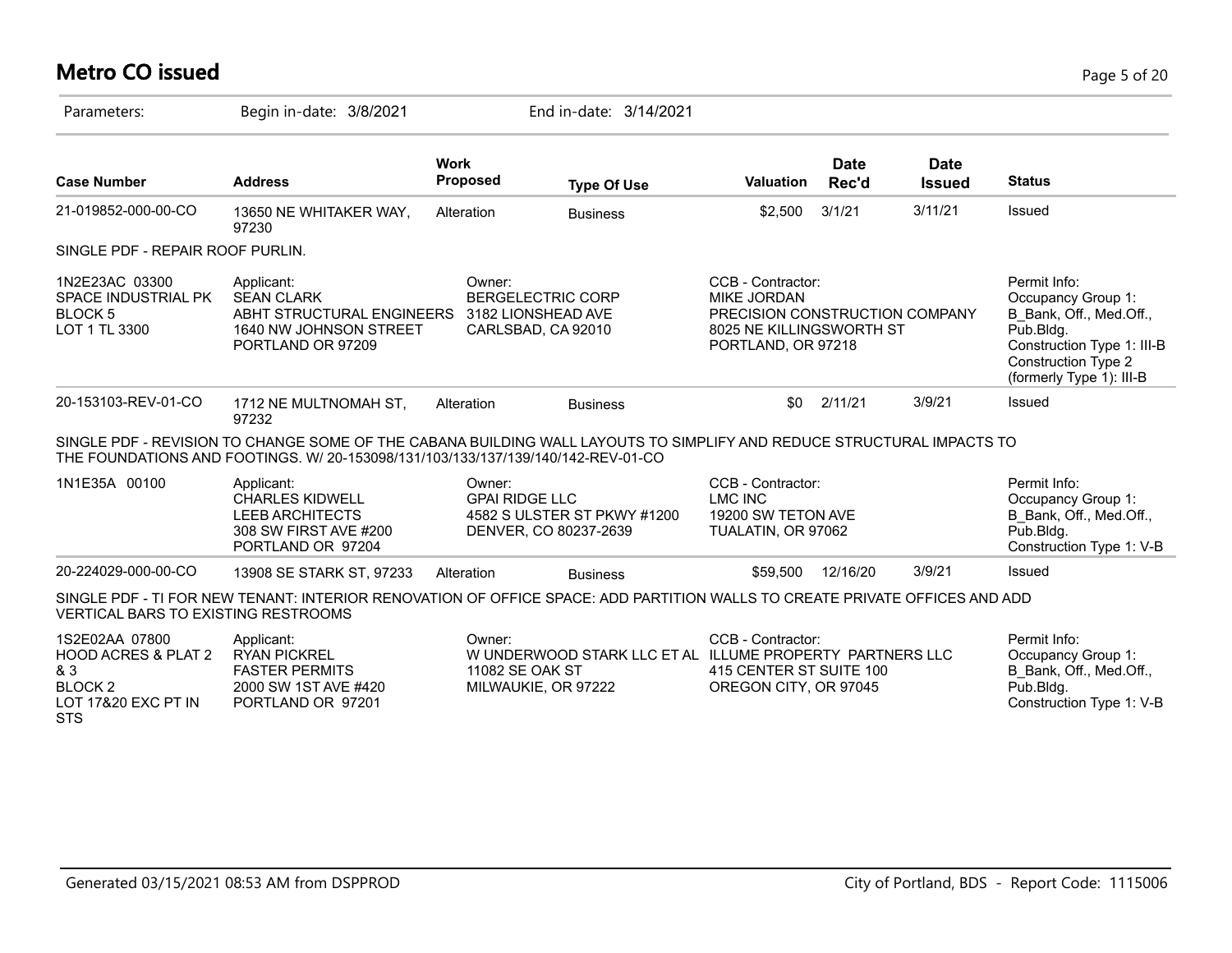# Metro CO issued

Parameters: Begin in-date: 3/8/2021 End in-date: 3/14/2021

| Case Number | Address | Work Proposed | Type Of Use | Valuation | Date Rec'd | Date Issued | Status |
|---|---|---|---|---|---|---|---|
| 21-019852-000-00-CO | 13650 NE WHITAKER WAY, 97230 | Alteration | Business | $2,500 | 3/1/21 | 3/11/21 | Issued |

SINGLE PDF - REPAIR ROOF PURLIN.

| | Applicant | Owner | CCB - Contractor | Permit Info |
|---|---|---|---|---|
| 1N2E23AC 03300<br>SPACE INDUSTRIAL PK<br>BLOCK 5<br>LOT 1 TL 3300 | SEAN CLARK<br>ABHT STRUCTURAL ENGINEERS<br>1640 NW JOHNSON STREET<br>PORTLAND OR 97209 | BERGELECTRIC CORP<br>3182 LIONSHEAD AVE<br>CARLSBAD, CA 92010 | MIKE JORDAN<br>PRECISION CONSTRUCTION COMPANY<br>8025 NE KILLINGSWORTH ST<br>PORTLAND, OR 97218 | Occupancy Group 1: B_Bank, Off., Med.Off., Pub.Bldg.<br>Construction Type 1: III-B<br>Construction Type 2 (formerly Type 1): III-B |

| Case Number | Address | Work Proposed | Type Of Use | Valuation | Date Rec'd | Date Issued | Status |
|---|---|---|---|---|---|---|---|
| 20-153103-REV-01-CO | 1712 NE MULTNOMAH ST, 97232 | Alteration | Business | $0 | 2/11/21 | 3/9/21 | Issued |

SINGLE PDF - REVISION TO CHANGE SOME OF THE CABANA BUILDING WALL LAYOUTS TO SIMPLIFY AND REDUCE STRUCTURAL IMPACTS TO THE FOUNDATIONS AND FOOTINGS. W/ 20-153098/131/103/133/137/139/140/142-REV-01-CO

| | Applicant | Owner | CCB - Contractor | Permit Info |
|---|---|---|---|---|
| 1N1E35A 00100 | CHARLES KIDWELL<br>LEEB ARCHITECTS<br>308 SW FIRST AVE #200<br>PORTLAND OR 97204 | GPAI RIDGE LLC<br>4582 S ULSTER ST PKWY #1200<br>DENVER, CO 80237-2639 | LMC INC<br>19200 SW TETON AVE<br>TUALATIN, OR 97062 | Occupancy Group 1: B_Bank, Off., Med.Off., Pub.Bldg.<br>Construction Type 1: V-B |

| Case Number | Address | Work Proposed | Type Of Use | Valuation | Date Rec'd | Date Issued | Status |
|---|---|---|---|---|---|---|---|
| 20-224029-000-00-CO | 13908 SE STARK ST, 97233 | Alteration | Business | $59,500 | 12/16/20 | 3/9/21 | Issued |

SINGLE PDF - TI FOR NEW TENANT: INTERIOR RENOVATION OF OFFICE SPACE: ADD PARTITION WALLS TO CREATE PRIVATE OFFICES AND ADD VERTICAL BARS TO EXISTING RESTROOMS

| | Applicant | Owner | CCB - Contractor | Permit Info |
|---|---|---|---|---|
| 1S2E02AA 07800<br>HOOD ACRES & PLAT 2 & 3<br>BLOCK 2<br>LOT 17&20 EXC PT IN STS | RYAN PICKREL<br>FASTER PERMITS<br>2000 SW 1ST AVE #420<br>PORTLAND OR 97201 | W UNDERWOOD STARK LLC ET AL<br>11082 SE OAK ST<br>MILWAUKIE, OR 97222 | ILLUME PROPERTY PARTNERS LLC<br>415 CENTER ST SUITE 100<br>OREGON CITY, OR 97045 | Occupancy Group 1: B_Bank, Off., Med.Off., Pub.Bldg.<br>Construction Type 1: V-B |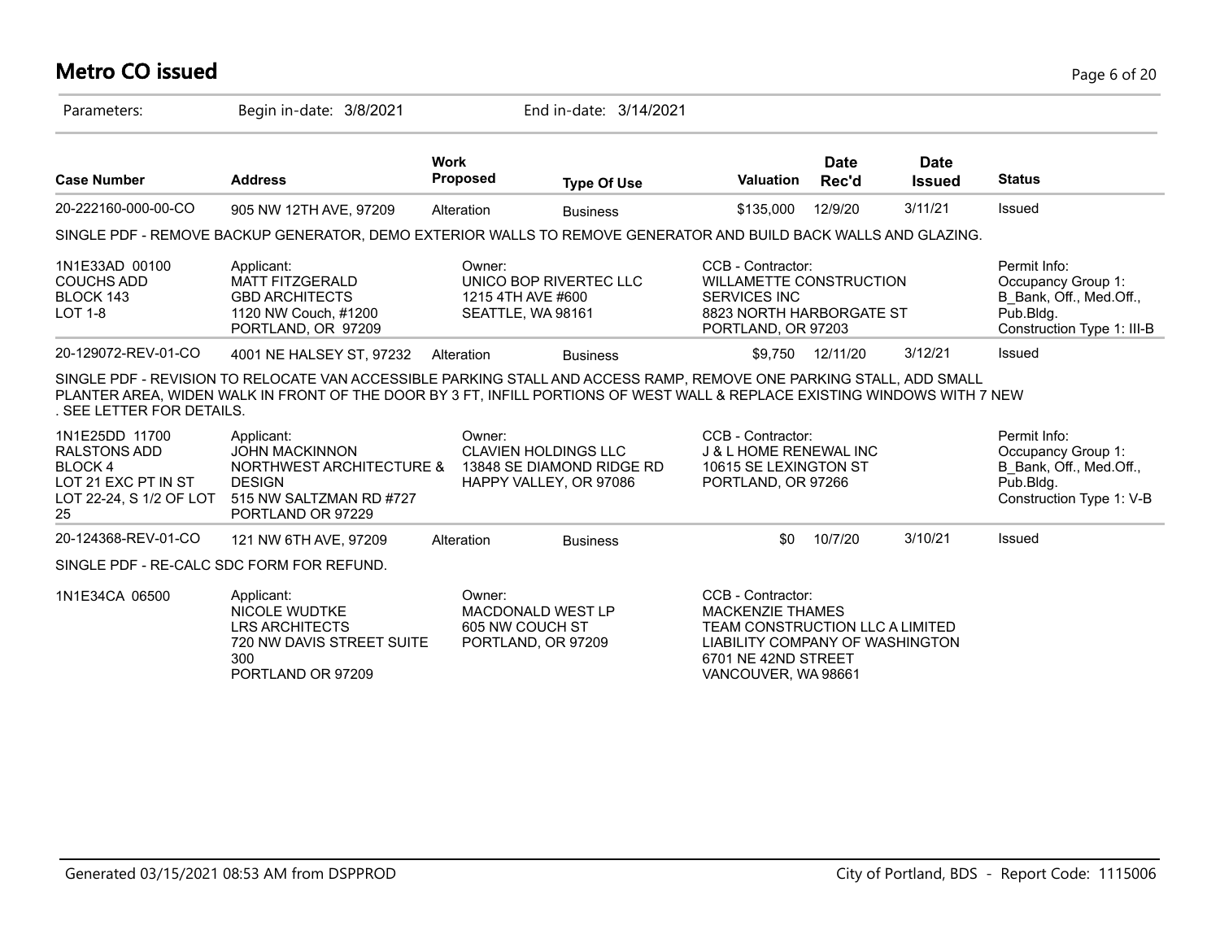# Metro CO issued

Parameters: Begin in-date: 3/8/2021 End in-date: 3/14/2021

| Case Number | Address | Work Proposed | Type Of Use | Valuation | Date Rec'd | Date Issued | Status |
|---|---|---|---|---|---|---|---|
| 20-222160-000-00-CO | 905 NW 12TH AVE, 97209 | Alteration | Business | $135,000 | 12/9/20 | 3/11/21 | Issued |

SINGLE PDF - REMOVE BACKUP GENERATOR, DEMO EXTERIOR WALLS TO REMOVE GENERATOR AND BUILD BACK WALLS AND GLAZING.

| | Applicant | Owner | CCB - Contractor | Permit Info |
|---|---|---|---|---|
| 1N1E33AD 00100<br>COUCHS ADD<br>BLOCK 143<br>LOT 1-8 | MATT FITZGERALD<br>GBD ARCHITECTS<br>1120 NW Couch, #1200<br>PORTLAND, OR 97209 | UNICO BOP RIVERTEC LLC<br>1215 4TH AVE #600<br>SEATTLE, WA 98161 | WILLAMETTE CONSTRUCTION SERVICES INC<br>8823 NORTH HARBORGATE ST<br>PORTLAND, OR 97203 | Occupancy Group 1: B_Bank, Off., Med.Off., Pub.Bldg.<br>Construction Type 1: III-B |

| Case Number | Address | Work Proposed | Type Of Use | Valuation | Date Rec'd | Date Issued | Status |
|---|---|---|---|---|---|---|---|
| 20-129072-REV-01-CO | 4001 NE HALSEY ST, 97232 | Alteration | Business | $9,750 | 12/11/20 | 3/12/21 | Issued |

SINGLE PDF - REVISION TO RELOCATE VAN ACCESSIBLE PARKING STALL AND ACCESS RAMP, REMOVE ONE PARKING STALL, ADD SMALL PLANTER AREA, WIDEN WALK IN FRONT OF THE DOOR BY 3 FT, INFILL PORTIONS OF WEST WALL & REPLACE EXISTING WINDOWS WITH 7 NEW . SEE LETTER FOR DETAILS.

| | Applicant | Owner | CCB - Contractor | Permit Info |
|---|---|---|---|---|
| 1N1E25DD 11700<br>RALSTONS ADD<br>BLOCK 4<br>LOT 21 EXC PT IN ST<br>LOT 22-24, S 1/2 OF LOT 25 | JOHN MACKINNON<br>NORTHWEST ARCHITECTURE & DESIGN<br>515 NW SALTZMAN RD #727<br>PORTLAND OR 97229 | CLAVIEN HOLDINGS LLC<br>13848 SE DIAMOND RIDGE RD<br>HAPPY VALLEY, OR 97086 | J & L HOME RENEWAL INC<br>10615 SE LEXINGTON ST<br>PORTLAND, OR 97266 | Occupancy Group 1: B_Bank, Off., Med.Off., Pub.Bldg.<br>Construction Type 1: V-B |

| Case Number | Address | Work Proposed | Type Of Use | Valuation | Date Rec'd | Date Issued | Status |
|---|---|---|---|---|---|---|---|
| 20-124368-REV-01-CO | 121 NW 6TH AVE, 97209 | Alteration | Business | $0 | 10/7/20 | 3/10/21 | Issued |

SINGLE PDF - RE-CALC SDC FORM FOR REFUND.

| | Applicant | Owner | CCB - Contractor |
|---|---|---|---|
| 1N1E34CA 06500 | NICOLE WUDTKE<br>LRS ARCHITECTS<br>720 NW DAVIS STREET SUITE 300<br>PORTLAND OR 97209 | MACDONALD WEST LP<br>605 NW COUCH ST<br>PORTLAND, OR 97209 | MACKENZIE THAMES<br>TEAM CONSTRUCTION LLC A LIMITED LIABILITY COMPANY OF WASHINGTON<br>6701 NE 42ND STREET<br>VANCOUVER, WA 98661 |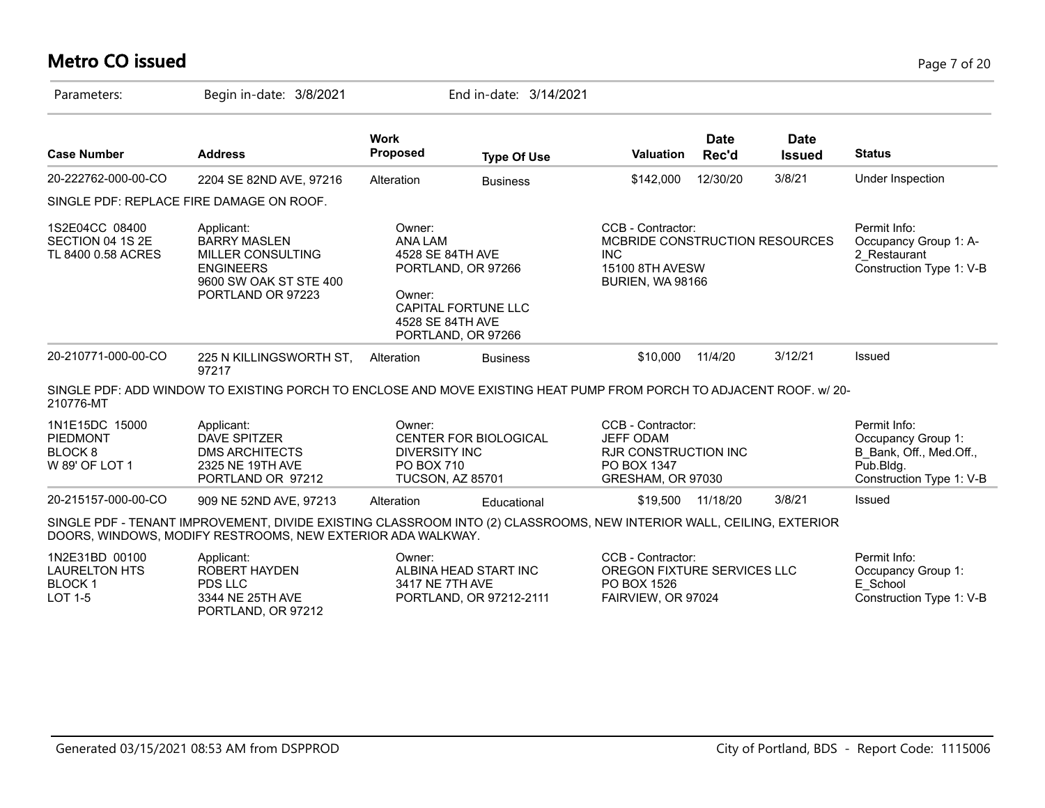# Metro CO issued

Parameters: Begin in-date: 3/8/2021 End in-date: 3/14/2021

| Case Number | Address | Work Proposed | Type Of Use | Valuation | Date Rec'd | Date Issued | Status |
|---|---|---|---|---|---|---|---|
| 20-222762-000-00-CO | 2204 SE 82ND AVE, 97216 | Alteration | Business | $142,000 | 12/30/20 | 3/8/21 | Under Inspection |

SINGLE PDF: REPLACE FIRE DAMAGE ON ROOF.

| | | | | |
|---|---|---|---|---|
| 1S2E04CC 08400<br>SECTION 04 1S 2E<br>TL 8400 0.58 ACRES | Applicant:<br>BARRY MASLEN<br>MILLER CONSULTING ENGINEERS<br>9600 SW OAK ST STE 400<br>PORTLAND OR 97223 | Owner:<br>ANA LAM<br>4528 SE 84TH AVE<br>PORTLAND, OR 97266<br><br>Owner:<br>CAPITAL FORTUNE LLC<br>4528 SE 84TH AVE<br>PORTLAND, OR 97266 | CCB - Contractor:<br>MCBRIDE CONSTRUCTION RESOURCES INC<br>15100 8TH AVESW<br>BURIEN, WA 98166 | Permit Info:<br>Occupancy Group 1: A-2_Restaurant<br>Construction Type 1: V-B |

| Case Number | Address | Work Proposed | Type Of Use | Valuation | Date Rec'd | Date Issued | Status |
|---|---|---|---|---|---|---|---|
| 20-210771-000-00-CO | 225 N KILLINGSWORTH ST, 97217 | Alteration | Business | $10,000 | 11/4/20 | 3/12/21 | Issued |

SINGLE PDF: ADD WINDOW TO EXISTING PORCH TO ENCLOSE AND MOVE EXISTING HEAT PUMP FROM PORCH TO ADJACENT ROOF. w/ 20-210776-MT

| | | | | |
|---|---|---|---|---|
| 1N1E15DC 15000<br>PIEDMONT<br>BLOCK 8<br>W 89' OF LOT 1 | Applicant:<br>DAVE SPITZER<br>DMS ARCHITECTS<br>2325 NE 19TH AVE<br>PORTLAND OR 97212 | Owner:<br>CENTER FOR BIOLOGICAL DIVERSITY INC<br>PO BOX 710<br>TUCSON, AZ 85701 | CCB - Contractor:<br>JEFF ODAM<br>RJR CONSTRUCTION INC<br>PO BOX 1347<br>GRESHAM, OR 97030 | Permit Info:<br>Occupancy Group 1: B_Bank, Off., Med.Off., Pub.Bldg.<br>Construction Type 1: V-B |

| Case Number | Address | Work Proposed | Type Of Use | Valuation | Date Rec'd | Date Issued | Status |
|---|---|---|---|---|---|---|---|
| 20-215157-000-00-CO | 909 NE 52ND AVE, 97213 | Alteration | Educational | $19,500 | 11/18/20 | 3/8/21 | Issued |

SINGLE PDF - TENANT IMPROVEMENT, DIVIDE EXISTING CLASSROOM INTO (2) CLASSROOMS, NEW INTERIOR WALL, CEILING, EXTERIOR DOORS, WINDOWS, MODIFY RESTROOMS, NEW EXTERIOR ADA WALKWAY.

| | | | | |
|---|---|---|---|---|
| 1N2E31BD 00100<br>LAURELTON HTS<br>BLOCK 1<br>LOT 1-5 | Applicant:<br>ROBERT HAYDEN<br>PDS LLC<br>3344 NE 25TH AVE<br>PORTLAND, OR 97212 | Owner:<br>ALBINA HEAD START INC<br>3417 NE 7TH AVE<br>PORTLAND, OR 97212-2111 | CCB - Contractor:<br>OREGON FIXTURE SERVICES LLC<br>PO BOX 1526<br>FAIRVIEW, OR 97024 | Permit Info:<br>Occupancy Group 1: E_School<br>Construction Type 1: V-B |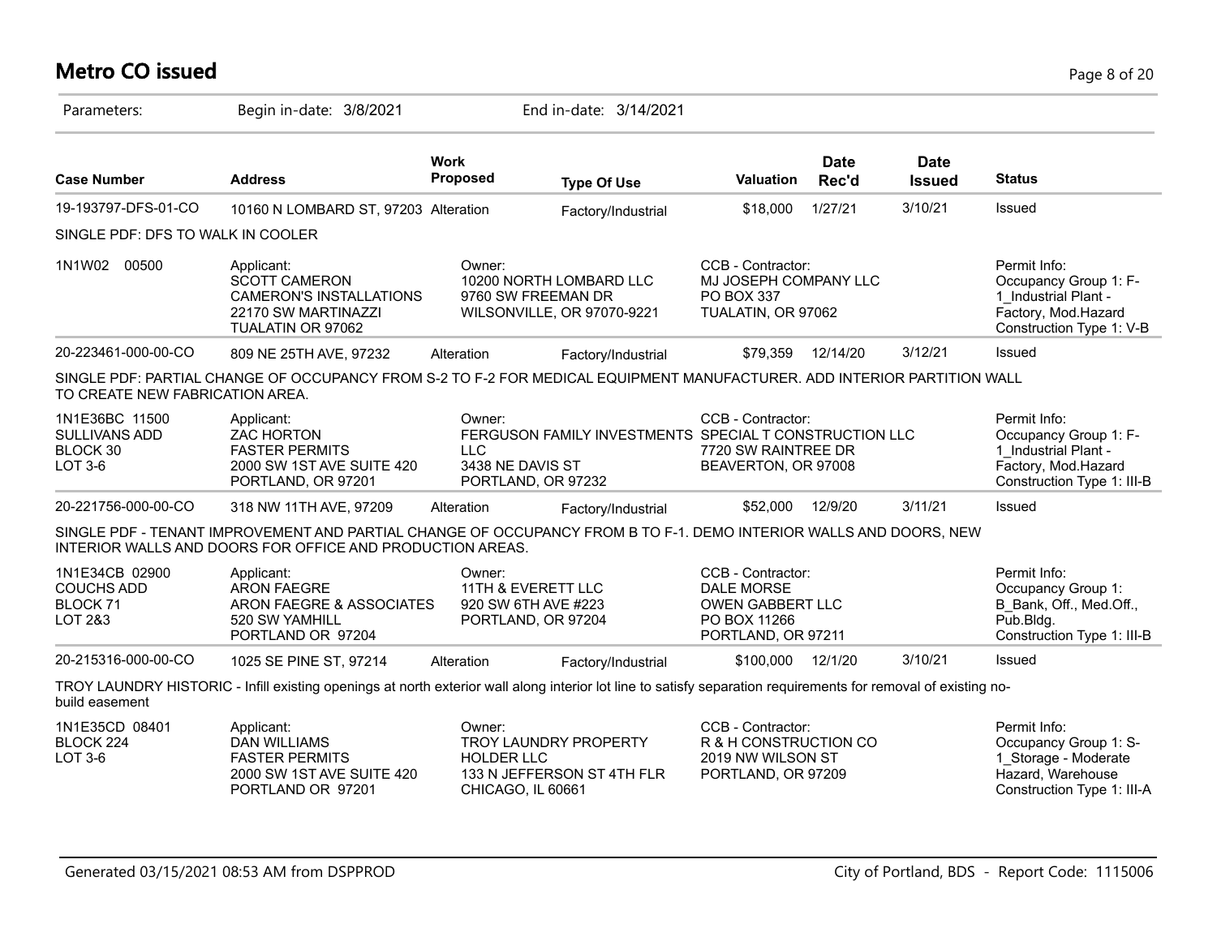# Metro CO issued

Parameters: Begin in-date: 3/8/2021 End in-date: 3/14/2021

| Case Number | Address | Work Proposed | Type Of Use | Valuation | Date Rec'd | Date Issued | Status |
|---|---|---|---|---|---|---|---|
| 19-193797-DFS-01-CO | 10160 N LOMBARD ST, 97203 | Alteration | Factory/Industrial | $18,000 | 1/27/21 | 3/10/21 | Issued |

SINGLE PDF: DFS TO WALK IN COOLER

| | Applicant | Owner | CCB - Contractor | Permit Info |
|---|---|---|---|---|
| 1N1W02 00500 | SCOTT CAMERON<br>CAMERON'S INSTALLATIONS<br>22170 SW MARTINAZZI<br>TUALATIN OR 97062 | 10200 NORTH LOMBARD LLC<br>9760 SW FREEMAN DR<br>WILSONVILLE, OR 97070-9221 | MJ JOSEPH COMPANY LLC<br>PO BOX 337<br>TUALATIN, OR 97062 | Occupancy Group 1: F-1_Industrial Plant - Factory, Mod.Hazard<br>Construction Type 1: V-B |

| Case Number | Address | Work Proposed | Type Of Use | Valuation | Date Rec'd | Date Issued | Status |
|---|---|---|---|---|---|---|---|
| 20-223461-000-00-CO | 809 NE 25TH AVE, 97232 | Alteration | Factory/Industrial | $79,359 | 12/14/20 | 3/12/21 | Issued |

SINGLE PDF: PARTIAL CHANGE OF OCCUPANCY FROM S-2 TO F-2 FOR MEDICAL EQUIPMENT MANUFACTURER. ADD INTERIOR PARTITION WALL TO CREATE NEW FABRICATION AREA.

| | Applicant | Owner | CCB - Contractor | Permit Info |
|---|---|---|---|---|
| 1N1E36BC 11500<br>SULLIVANS ADD<br>BLOCK 30<br>LOT 3-6 | ZAC HORTON<br>FASTER PERMITS<br>2000 SW 1ST AVE SUITE 420<br>PORTLAND, OR 97201 | FERGUSON FAMILY INVESTMENTS LLC<br>3438 NE DAVIS ST<br>PORTLAND, OR 97232 | SPECIAL T CONSTRUCTION LLC<br>7720 SW RAINTREE DR<br>BEAVERTON, OR 97008 | Occupancy Group 1: F-1_Industrial Plant - Factory, Mod.Hazard<br>Construction Type 1: III-B |

| Case Number | Address | Work Proposed | Type Of Use | Valuation | Date Rec'd | Date Issued | Status |
|---|---|---|---|---|---|---|---|
| 20-221756-000-00-CO | 318 NW 11TH AVE, 97209 | Alteration | Factory/Industrial | $52,000 | 12/9/20 | 3/11/21 | Issued |

SINGLE PDF - TENANT IMPROVEMENT AND PARTIAL CHANGE OF OCCUPANCY FROM B TO F-1. DEMO INTERIOR WALLS AND DOORS, NEW INTERIOR WALLS AND DOORS FOR OFFICE AND PRODUCTION AREAS.

| | Applicant | Owner | CCB - Contractor | Permit Info |
|---|---|---|---|---|
| 1N1E34CB 02900<br>COUCHS ADD<br>BLOCK 71<br>LOT 2&3 | ARON FAEGRE<br>ARON FAEGRE & ASSOCIATES<br>520 SW YAMHILL<br>PORTLAND OR 97204 | 11TH & EVERETT LLC<br>920 SW 6TH AVE #223<br>PORTLAND, OR 97204 | DALE MORSE<br>OWEN GABBERT LLC<br>PO BOX 11266<br>PORTLAND, OR 97211 | Occupancy Group 1: B_Bank, Off., Med.Off., Pub.Bldg.<br>Construction Type 1: III-B |

| Case Number | Address | Work Proposed | Type Of Use | Valuation | Date Rec'd | Date Issued | Status |
|---|---|---|---|---|---|---|---|
| 20-215316-000-00-CO | 1025 SE PINE ST, 97214 | Alteration | Factory/Industrial | $100,000 | 12/1/20 | 3/10/21 | Issued |

TROY LAUNDRY HISTORIC - Infill existing openings at north exterior wall along interior lot line to satisfy separation requirements for removal of existing no-build easement

| | Applicant | Owner | CCB - Contractor | Permit Info |
|---|---|---|---|---|
| 1N1E35CD 08401<br>BLOCK 224<br>LOT 3-6 | DAN WILLIAMS<br>FASTER PERMITS<br>2000 SW 1ST AVE SUITE 420<br>PORTLAND OR 97201 | TROY LAUNDRY PROPERTY HOLDER LLC<br>133 N JEFFERSON ST 4TH FLR<br>CHICAGO, IL 60661 | R & H CONSTRUCTION CO<br>2019 NW WILSON ST<br>PORTLAND, OR 97209 | Occupancy Group 1: S-1_Storage - Moderate Hazard, Warehouse<br>Construction Type 1: III-A |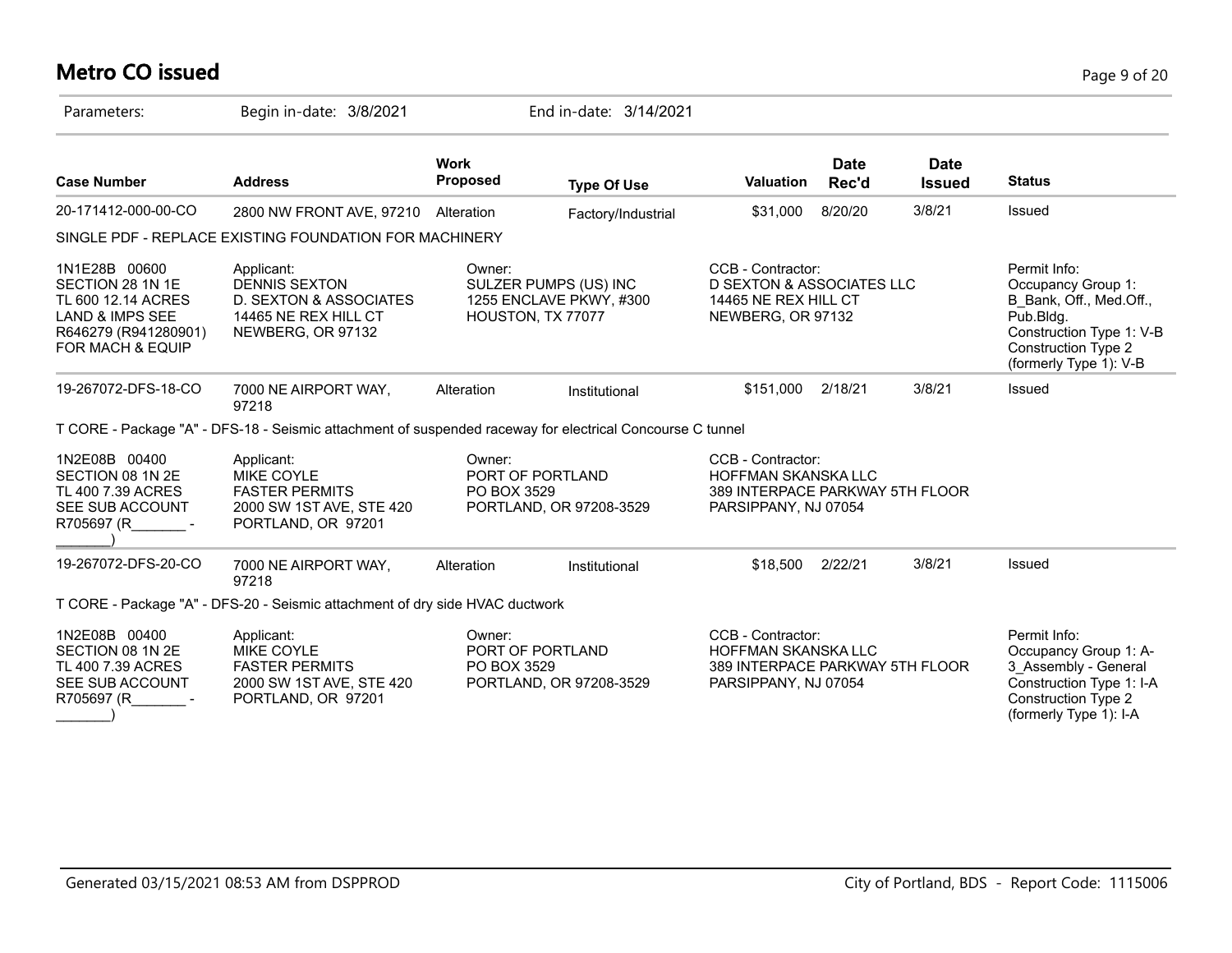# Metro CO issued

Parameters: Begin in-date: 3/8/2021 End in-date: 3/14/2021

| Case Number | Address | Work Proposed | Type Of Use | Valuation | Date Rec'd | Date Issued | Status |
|---|---|---|---|---|---|---|---|
| 20-171412-000-00-CO | 2800 NW FRONT AVE, 97210 | Alteration | Factory/Industrial | $31,000 | 8/20/20 | 3/8/21 | Issued |

SINGLE PDF - REPLACE EXISTING FOUNDATION FOR MACHINERY

| | | | | |
|---|---|---|---|---|
| 1N1E28B 00600<br>SECTION 28 1N 1E<br>TL 600 12.14 ACRES<br>LAND & IMPS SEE<br>R646279 (R941280901)<br>FOR MACH & EQUIP | Applicant:<br>DENNIS SEXTON<br>D. SEXTON & ASSOCIATES<br>14465 NE REX HILL CT<br>NEWBERG, OR 97132 | Owner:<br>SULZER PUMPS (US) INC<br>1255 ENCLAVE PKWY, #300<br>HOUSTON, TX 77077 | CCB - Contractor:<br>D SEXTON & ASSOCIATES LLC<br>14465 NE REX HILL CT<br>NEWBERG, OR 97132 | Permit Info:<br>Occupancy Group 1: B_Bank, Off., Med.Off., Pub.Bldg.<br>Construction Type 1: V-B<br>Construction Type 2 (formerly Type 1): V-B |

| Case Number | Address | Work Proposed | Type Of Use | Valuation | Date Rec'd | Date Issued | Status |
|---|---|---|---|---|---|---|---|
| 19-267072-DFS-18-CO | 7000 NE AIRPORT WAY, 97218 | Alteration | Institutional | $151,000 | 2/18/21 | 3/8/21 | Issued |

T CORE - Package "A" - DFS-18 - Seismic attachment of suspended raceway for electrical Concourse C tunnel

| | | | | |
|---|---|---|---|---|
| 1N2E08B 00400<br>SECTION 08 1N 2E<br>TL 400 7.39 ACRES<br>SEE SUB ACCOUNT<br>R705697 (R_______ - _______) | Applicant:<br>MIKE COYLE<br>FASTER PERMITS<br>2000 SW 1ST AVE, STE 420<br>PORTLAND, OR 97201 | Owner:<br>PORT OF PORTLAND<br>PO BOX 3529<br>PORTLAND, OR 97208-3529 | CCB - Contractor:<br>HOFFMAN SKANSKA LLC<br>389 INTERPACE PARKWAY 5TH FLOOR<br>PARSIPPANY, NJ 07054 | |

| Case Number | Address | Work Proposed | Type Of Use | Valuation | Date Rec'd | Date Issued | Status |
|---|---|---|---|---|---|---|---|
| 19-267072-DFS-20-CO | 7000 NE AIRPORT WAY, 97218 | Alteration | Institutional | $18,500 | 2/22/21 | 3/8/21 | Issued |

T CORE - Package "A" - DFS-20 - Seismic attachment of dry side HVAC ductwork

| | | | | |
|---|---|---|---|---|
| 1N2E08B 00400<br>SECTION 08 1N 2E<br>TL 400 7.39 ACRES<br>SEE SUB ACCOUNT<br>R705697 (R_______ - _______) | Applicant:<br>MIKE COYLE<br>FASTER PERMITS<br>2000 SW 1ST AVE, STE 420<br>PORTLAND, OR 97201 | Owner:<br>PORT OF PORTLAND<br>PO BOX 3529<br>PORTLAND, OR 97208-3529 | CCB - Contractor:<br>HOFFMAN SKANSKA LLC<br>389 INTERPACE PARKWAY 5TH FLOOR<br>PARSIPPANY, NJ 07054 | Permit Info:<br>Occupancy Group 1: A-3_Assembly - General<br>Construction Type 1: I-A<br>Construction Type 2 (formerly Type 1): I-A |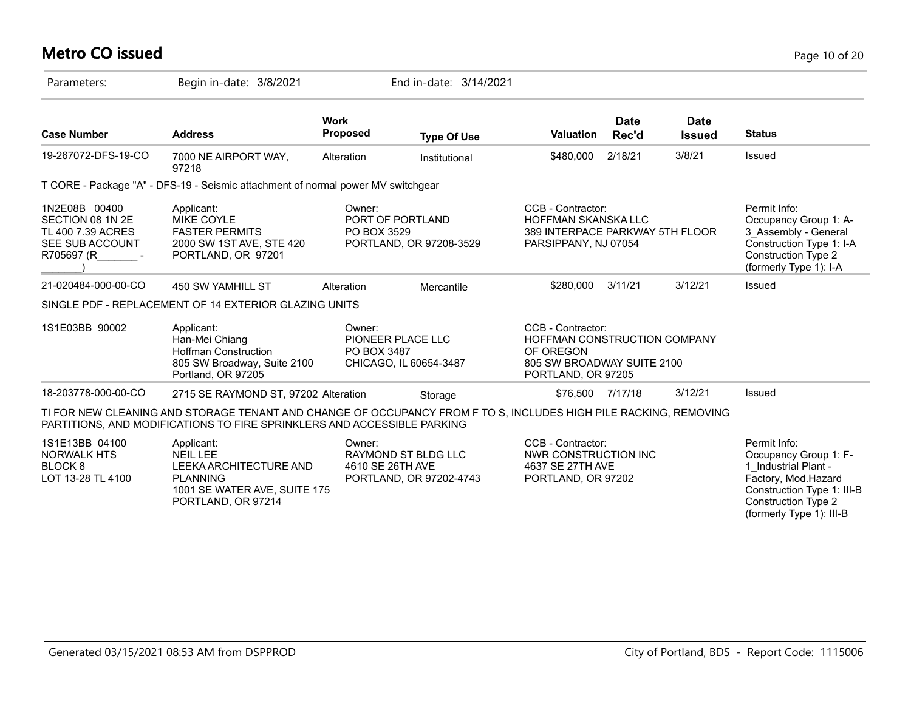# Metro CO issued

Parameters: Begin in-date: 3/8/2021 End in-date: 3/14/2021

| Case Number | Address | Work Proposed | Type Of Use | Valuation | Date Rec'd | Date Issued | Status |
|---|---|---|---|---|---|---|---|
| 19-267072-DFS-19-CO | 7000 NE AIRPORT WAY, 97218 | Alteration | Institutional | $480,000 | 2/18/21 | 3/8/21 | Issued |

T CORE - Package "A" - DFS-19 - Seismic attachment of normal power MV switchgear

| | | | | |
|---|---|---|---|---|
| 1N2E08B 00400<br>SECTION 08 1N 2E<br>TL 400 7.39 ACRES<br>SEE SUB ACCOUNT<br>R705697 (R_______ - _______) | Applicant:<br>MIKE COYLE<br>FASTER PERMITS<br>2000 SW 1ST AVE, STE 420<br>PORTLAND, OR 97201 | Owner:<br>PORT OF PORTLAND<br>PO BOX 3529<br>PORTLAND, OR 97208-3529 | CCB - Contractor:<br>HOFFMAN SKANSKA LLC<br>389 INTERPACE PARKWAY 5TH FLOOR<br>PARSIPPANY, NJ 07054 | Permit Info:<br>Occupancy Group 1: A-3_Assembly - General<br>Construction Type 1: I-A<br>Construction Type 2 (formerly Type 1): I-A |

| Case Number | Address | Work Proposed | Type Of Use | Valuation | Date Rec'd | Date Issued | Status |
|---|---|---|---|---|---|---|---|
| 21-020484-000-00-CO | 450 SW YAMHILL ST | Alteration | Mercantile | $280,000 | 3/11/21 | 3/12/21 | Issued |

SINGLE PDF - REPLACEMENT OF 14 EXTERIOR GLAZING UNITS

| | | | |
|---|---|---|---|
| 1S1E03BB 90002 | Applicant:<br>Han-Mei Chiang<br>Hoffman Construction<br>805 SW Broadway, Suite 2100<br>Portland, OR 97205 | Owner:<br>PIONEER PLACE LLC<br>PO BOX 3487<br>CHICAGO, IL 60654-3487 | CCB - Contractor:<br>HOFFMAN CONSTRUCTION COMPANY OF OREGON<br>805 SW BROADWAY SUITE 2100<br>PORTLAND, OR 97205 |

| Case Number | Address | Work Proposed | Type Of Use | Valuation | Date Rec'd | Date Issued | Status |
|---|---|---|---|---|---|---|---|
| 18-203778-000-00-CO | 2715 SE RAYMOND ST, 97202 | Alteration | Storage | $76,500 | 7/17/18 | 3/12/21 | Issued |

TI FOR NEW CLEANING AND STORAGE TENANT AND CHANGE OF OCCUPANCY FROM F TO S, INCLUDES HIGH PILE RACKING, REMOVING PARTITIONS, AND MODIFICATIONS TO FIRE SPRINKLERS AND ACCESSIBLE PARKING

| | | | | |
|---|---|---|---|---|
| 1S1E13BB 04100<br>NORWALK HTS<br>BLOCK 8<br>LOT 13-28 TL 4100 | Applicant:<br>NEIL LEE<br>LEEKA ARCHITECTURE AND PLANNING<br>1001 SE WATER AVE, SUITE 175<br>PORTLAND, OR 97214 | Owner:<br>RAYMOND ST BLDG LLC<br>4610 SE 26TH AVE<br>PORTLAND, OR 97202-4743 | CCB - Contractor:<br>NWR CONSTRUCTION INC<br>4637 SE 27TH AVE<br>PORTLAND, OR 97202 | Permit Info:<br>Occupancy Group 1: F-1_Industrial Plant - Factory, Mod.Hazard<br>Construction Type 1: III-B<br>Construction Type 2 (formerly Type 1): III-B |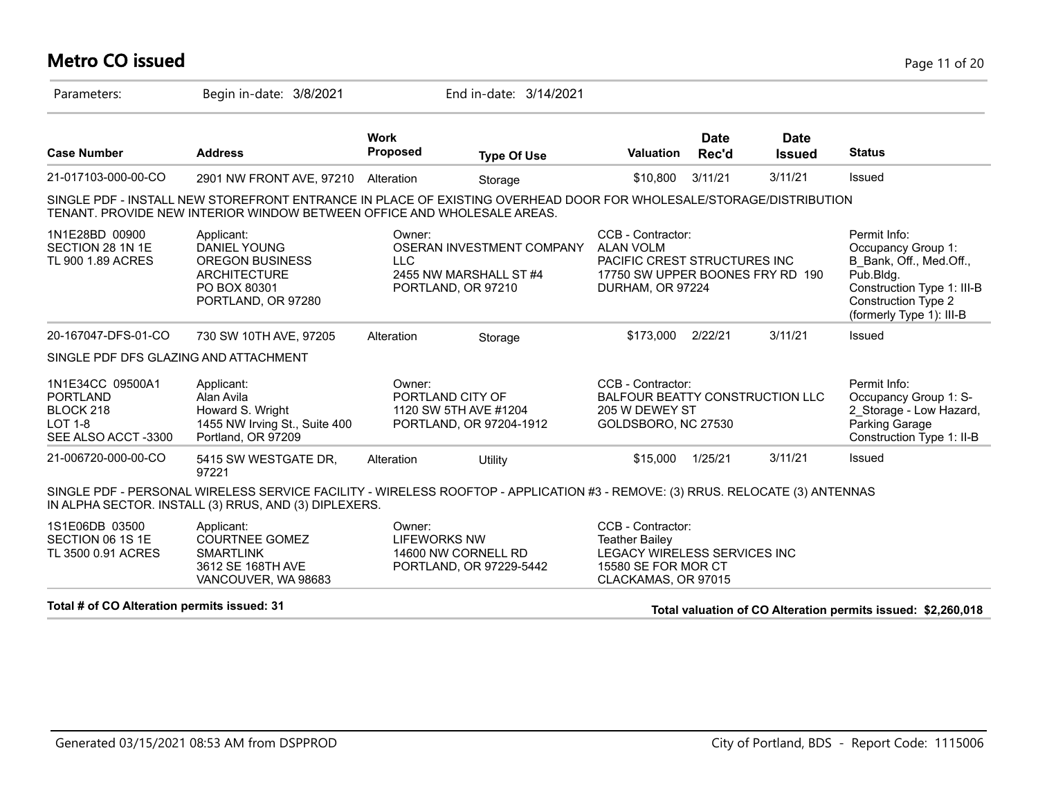# Metro CO issued

Parameters: Begin in-date: 3/8/2021 End in-date: 3/14/2021

| Case Number | Address | Work Proposed | Type Of Use | Valuation | Date Rec'd | Date Issued | Status |
|---|---|---|---|---|---|---|---|
| 21-017103-000-00-CO | 2901 NW FRONT AVE, 97210 | Alteration | Storage | $10,800 | 3/11/21 | 3/11/21 | Issued |

SINGLE PDF - INSTALL NEW STOREFRONT ENTRANCE IN PLACE OF EXISTING OVERHEAD DOOR FOR WHOLESALE/STORAGE/DISTRIBUTION TENANT. PROVIDE NEW INTERIOR WINDOW BETWEEN OFFICE AND WHOLESALE AREAS.

| | | | | |
|---|---|---|---|---|
| 1N1E28BD 00900<br>SECTION 28 1N 1E<br>TL 900 1.89 ACRES | Applicant:<br>DANIEL YOUNG<br>OREGON BUSINESS ARCHITECTURE<br>PO BOX 80301<br>PORTLAND, OR 97280 | Owner:<br>OSERAN INVESTMENT COMPANY LLC<br>2455 NW MARSHALL ST #4<br>PORTLAND, OR 97210 | CCB - Contractor:<br>ALAN VOLM<br>PACIFIC CREST STRUCTURES INC<br>17750 SW UPPER BOONES FRY RD 190<br>DURHAM, OR 97224 | Permit Info:<br>Occupancy Group 1: B_Bank, Off., Med.Off., Pub.Bldg.<br>Construction Type 1: III-B<br>Construction Type 2 (formerly Type 1): III-B |

| Case Number | Address | Work Proposed | Type Of Use | Valuation | Date Rec'd | Date Issued | Status |
|---|---|---|---|---|---|---|---|
| 20-167047-DFS-01-CO | 730 SW 10TH AVE, 97205 | Alteration | Storage | $173,000 | 2/22/21 | 3/11/21 | Issued |

SINGLE PDF DFS GLAZING AND ATTACHMENT

| | | | | |
|---|---|---|---|---|
| 1N1E34CC 09500A1<br>PORTLAND<br>BLOCK 218<br>LOT 1-8<br>SEE ALSO ACCT -3300 | Applicant:<br>Alan Avila<br>Howard S. Wright<br>1455 NW Irving St., Suite 400<br>Portland, OR 97209 | Owner:<br>PORTLAND CITY OF<br>1120 SW 5TH AVE #1204<br>PORTLAND, OR 97204-1912 | CCB - Contractor:<br>BALFOUR BEATTY CONSTRUCTION LLC<br>205 W DEWEY ST<br>GOLDSBORO, NC 27530 | Permit Info:<br>Occupancy Group 1: S-2_Storage - Low Hazard, Parking Garage<br>Construction Type 1: II-B |

| Case Number | Address | Work Proposed | Type Of Use | Valuation | Date Rec'd | Date Issued | Status |
|---|---|---|---|---|---|---|---|
| 21-006720-000-00-CO | 5415 SW WESTGATE DR, 97221 | Alteration | Utility | $15,000 | 1/25/21 | 3/11/21 | Issued |

SINGLE PDF - PERSONAL WIRELESS SERVICE FACILITY - WIRELESS ROOFTOP - APPLICATION #3 - REMOVE: (3) RRUS. RELOCATE (3) ANTENNAS IN ALPHA SECTOR. INSTALL (3) RRUS, AND (3) DIPLEXERS.

| | | | |
|---|---|---|---|
| 1S1E06DB 03500<br>SECTION 06 1S 1E<br>TL 3500 0.91 ACRES | Applicant:<br>COURTNEE GOMEZ<br>SMARTLINK<br>3612 SE 168TH AVE<br>VANCOUVER, WA 98683 | Owner:<br>LIFEWORKS NW<br>14600 NW CORNELL RD<br>PORTLAND, OR 97229-5442 | CCB - Contractor:<br>Teather Bailey<br>LEGACY WIRELESS SERVICES INC<br>15580 SE FOR MOR CT<br>CLACKAMAS, OR 97015 |

**Total # of CO Alteration permits issued: 31**

**Total valuation of CO Alteration permits issued: $2,260,018**

Generated 03/15/2021 08:53 AM from DSPPROD — City of Portland, BDS - Report Code: 1115006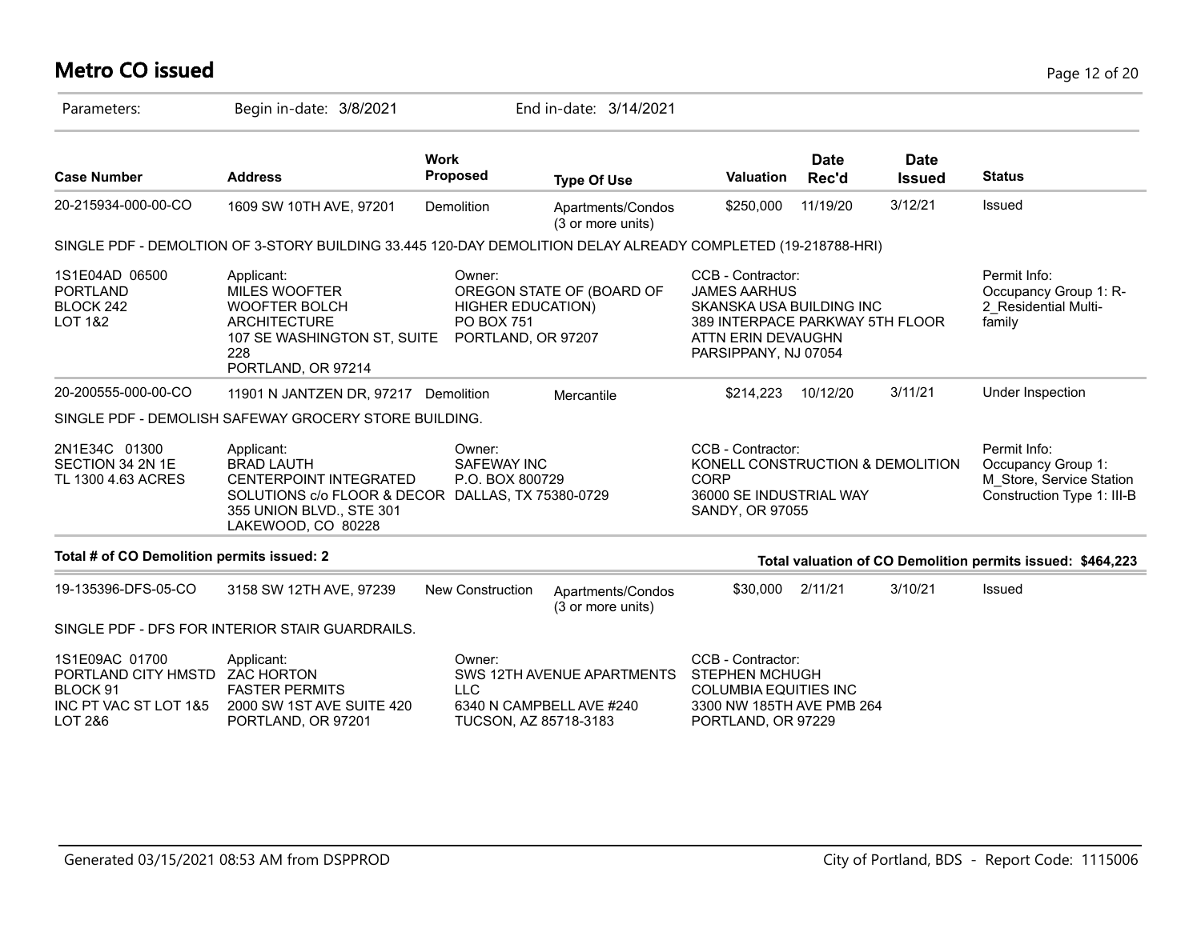# Metro CO issued

Parameters: Begin in-date: 3/8/2021 End in-date: 3/14/2021

| Case Number | Address | Work Proposed | Type Of Use | Valuation | Date Rec'd | Date Issued | Status |
|---|---|---|---|---|---|---|---|
| 20-215934-000-00-CO | 1609 SW 10TH AVE, 97201 | Demolition | Apartments/Condos (3 or more units) | $250,000 | 11/19/20 | 3/12/21 | Issued |

SINGLE PDF - DEMOLTION OF 3-STORY BUILDING 33.445 120-DAY DEMOLITION DELAY ALREADY COMPLETED (19-218788-HRI)

1S1E04AD 06500
PORTLAND
BLOCK 242
LOT 1&2

Applicant:
MILES WOOFTER
WOOFTER BOLCH ARCHITECTURE
107 SE WASHINGTON ST, SUITE 228
PORTLAND, OR 97214

Owner:
OREGON STATE OF (BOARD OF HIGHER EDUCATION)
PO BOX 751
PORTLAND, OR 97207

CCB - Contractor:
JAMES AARHUS
SKANSKA USA BUILDING INC
389 INTERPACE PARKWAY 5TH FLOOR
ATTN ERIN DEVAUGHN
PARSIPPANY, NJ 07054

Permit Info:
Occupancy Group 1: R-2_Residential Multi-family

| Case Number | Address | Work Proposed | Type Of Use | Valuation | Date Rec'd | Date Issued | Status |
|---|---|---|---|---|---|---|---|
| 20-200555-000-00-CO | 11901 N JANTZEN DR, 97217 | Demolition | Mercantile | $214,223 | 10/12/20 | 3/11/21 | Under Inspection |

SINGLE PDF - DEMOLISH SAFEWAY GROCERY STORE BUILDING.

2N1E34C 01300
SECTION 34 2N 1E
TL 1300 4.63 ACRES

Applicant:
BRAD LAUTH
CENTERPOINT INTEGRATED SOLUTIONS c/o FLOOR & DECOR
355 UNION BLVD., STE 301
LAKEWOOD, CO 80228

Owner:
SAFEWAY INC
P.O. BOX 800729
DALLAS, TX 75380-0729

CCB - Contractor:
KONELL CONSTRUCTION & DEMOLITION CORP
36000 SE INDUSTRIAL WAY
SANDY, OR 97055

Permit Info:
Occupancy Group 1: M_Store, Service Station
Construction Type 1: III-B

**Total # of CO Demolition permits issued: 2**

**Total valuation of CO Demolition permits issued: $464,223**

| Case Number | Address | Work Proposed | Type Of Use | Valuation | Date Rec'd | Date Issued | Status |
|---|---|---|---|---|---|---|---|
| 19-135396-DFS-05-CO | 3158 SW 12TH AVE, 97239 | New Construction | Apartments/Condos (3 or more units) | $30,000 | 2/11/21 | 3/10/21 | Issued |

SINGLE PDF - DFS FOR INTERIOR STAIR GUARDRAILS.

1S1E09AC 01700
PORTLAND CITY HMSTD
BLOCK 91
INC PT VAC ST LOT 1&5
LOT 2&6

Applicant:
ZAC HORTON
FASTER PERMITS
2000 SW 1ST AVE SUITE 420
PORTLAND, OR 97201

Owner:
SWS 12TH AVENUE APARTMENTS LLC
6340 N CAMPBELL AVE #240
TUCSON, AZ 85718-3183

CCB - Contractor:
STEPHEN MCHUGH
COLUMBIA EQUITIES INC
3300 NW 185TH AVE PMB 264
PORTLAND, OR 97229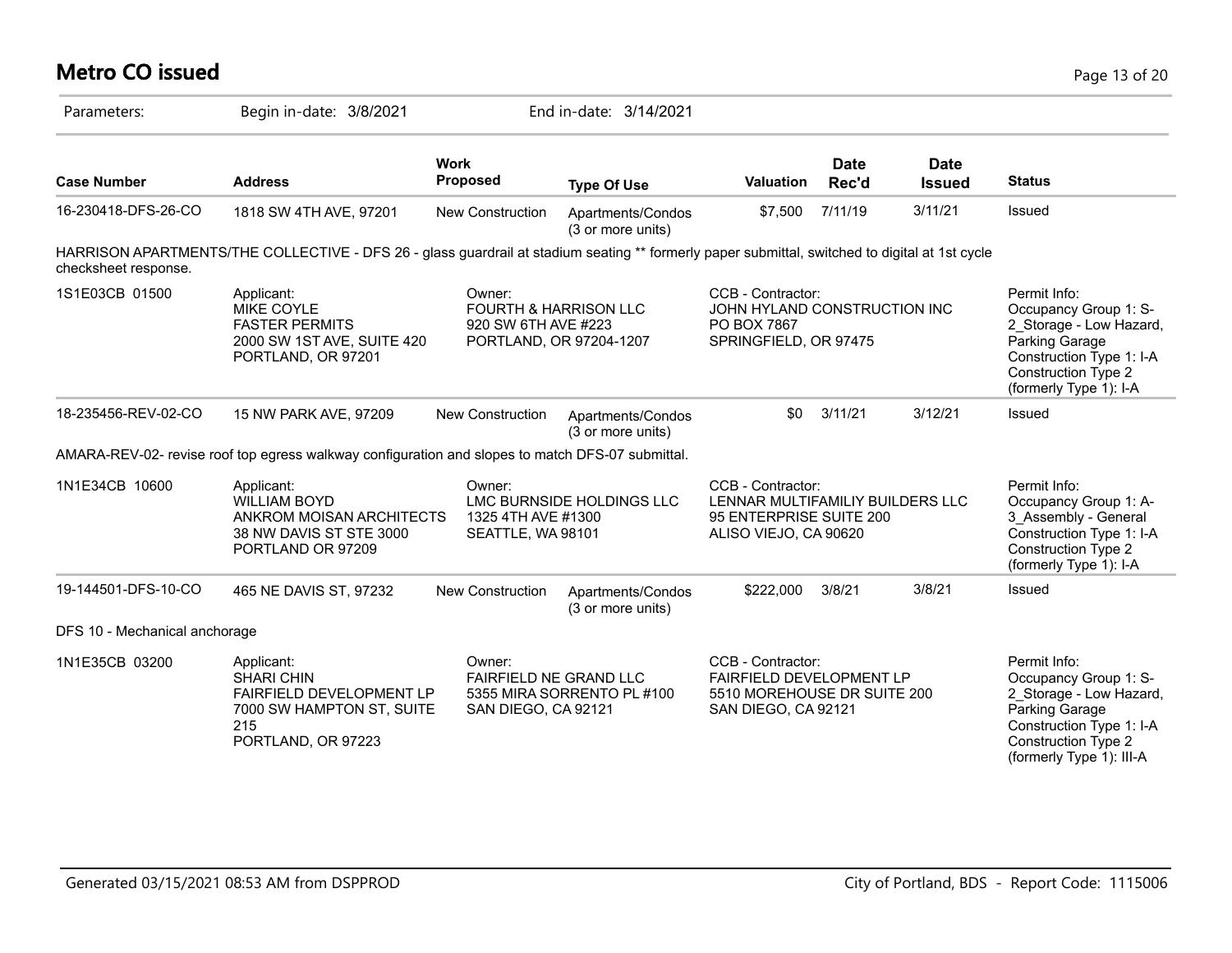# Metro CO issued

Parameters: Begin in-date: 3/8/2021 End in-date: 3/14/2021

| Case Number | Address | Work Proposed | Type Of Use | Valuation | Date Rec'd | Date Issued | Status |
|---|---|---|---|---|---|---|---|
| 16-230418-DFS-26-CO | 1818 SW 4TH AVE, 97201 | New Construction | Apartments/Condos (3 or more units) | $7,500 | 7/11/19 | 3/11/21 | Issued |

HARRISON APARTMENTS/THE COLLECTIVE - DFS 26 - glass guardrail at stadium seating ** formerly paper submittal, switched to digital at 1st cycle checksheet response.

| | Applicant | Owner | CCB - Contractor | Permit Info |
|---|---|---|---|---|
| 1S1E03CB 01500 | MIKE COYLE<br>FASTER PERMITS<br>2000 SW 1ST AVE, SUITE 420<br>PORTLAND, OR 97201 | FOURTH & HARRISON LLC<br>920 SW 6TH AVE #223<br>PORTLAND, OR 97204-1207 | JOHN HYLAND CONSTRUCTION INC<br>PO BOX 7867<br>SPRINGFIELD, OR 97475 | Occupancy Group 1: S-2_Storage - Low Hazard, Parking Garage<br>Construction Type 1: I-A<br>Construction Type 2 (formerly Type 1): I-A |

| Case Number | Address | Work Proposed | Type Of Use | Valuation | Date Rec'd | Date Issued | Status |
|---|---|---|---|---|---|---|---|
| 18-235456-REV-02-CO | 15 NW PARK AVE, 97209 | New Construction | Apartments/Condos (3 or more units) | $0 | 3/11/21 | 3/12/21 | Issued |

AMARA-REV-02- revise roof top egress walkway configuration and slopes to match DFS-07 submittal.

| | Applicant | Owner | CCB - Contractor | Permit Info |
|---|---|---|---|---|
| 1N1E34CB 10600 | WILLIAM BOYD<br>ANKROM MOISAN ARCHITECTS<br>38 NW DAVIS ST STE 3000<br>PORTLAND OR 97209 | LMC BURNSIDE HOLDINGS LLC<br>1325 4TH AVE #1300<br>SEATTLE, WA 98101 | LENNAR MULTIFAMILIY BUILDERS LLC<br>95 ENTERPRISE SUITE 200<br>ALISO VIEJO, CA 90620 | Occupancy Group 1: A-3_Assembly - General<br>Construction Type 1: I-A<br>Construction Type 2 (formerly Type 1): I-A |

| Case Number | Address | Work Proposed | Type Of Use | Valuation | Date Rec'd | Date Issued | Status |
|---|---|---|---|---|---|---|---|
| 19-144501-DFS-10-CO | 465 NE DAVIS ST, 97232 | New Construction | Apartments/Condos (3 or more units) | $222,000 | 3/8/21 | 3/8/21 | Issued |

DFS 10 - Mechanical anchorage

| | Applicant | Owner | CCB - Contractor | Permit Info |
|---|---|---|---|---|
| 1N1E35CB 03200 | SHARI CHIN<br>FAIRFIELD DEVELOPMENT LP<br>7000 SW HAMPTON ST, SUITE 215<br>PORTLAND, OR 97223 | FAIRFIELD NE GRAND LLC<br>5355 MIRA SORRENTO PL #100<br>SAN DIEGO, CA 92121 | FAIRFIELD DEVELOPMENT LP<br>5510 MOREHOUSE DR SUITE 200<br>SAN DIEGO, CA 92121 | Occupancy Group 1: S-2_Storage - Low Hazard, Parking Garage<br>Construction Type 1: I-A<br>Construction Type 2 (formerly Type 1): III-A |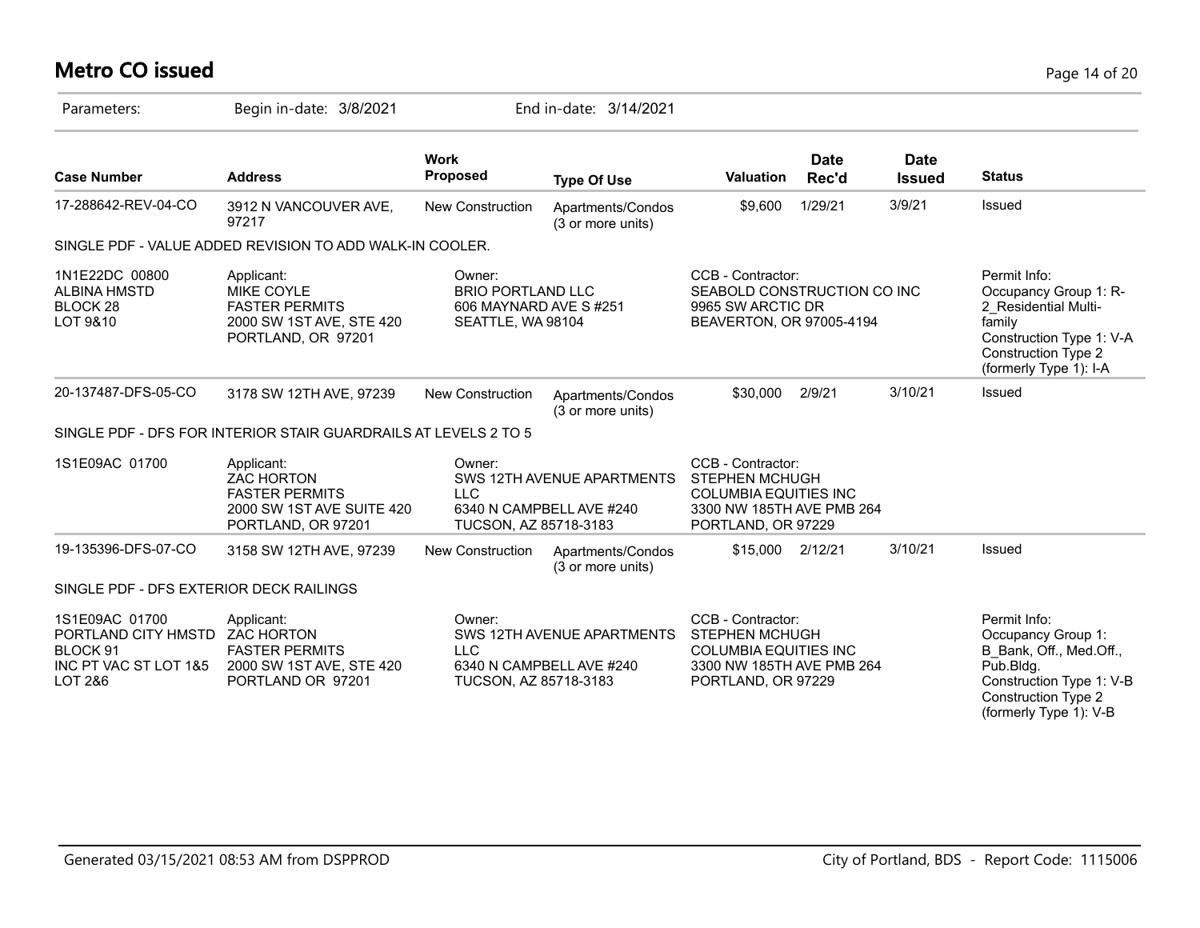# Metro CO issued

Parameters: Begin in-date: 3/8/2021 End in-date: 3/14/2021

| Case Number | Address | Work Proposed | Type Of Use | Valuation | Date Rec'd | Date Issued | Status |
|---|---|---|---|---|---|---|---|
| 17-288642-REV-04-CO | 3912 N VANCOUVER AVE, 97217 | New Construction | Apartments/Condos (3 or more units) | $9,600 | 1/29/21 | 3/9/21 | Issued |

SINGLE PDF - VALUE ADDED REVISION TO ADD WALK-IN COOLER.

| | Applicant | Owner | CCB - Contractor | Permit Info |
|---|---|---|---|---|
| 1N1E22DC 00800<br>ALBINA HMSTD<br>BLOCK 28<br>LOT 9&10 | MIKE COYLE<br>FASTER PERMITS<br>2000 SW 1ST AVE, STE 420<br>PORTLAND, OR 97201 | BRIO PORTLAND LLC<br>606 MAYNARD AVE S #251<br>SEATTLE, WA 98104 | SEABOLD CONSTRUCTION CO INC<br>9965 SW ARCTIC DR<br>BEAVERTON, OR 97005-4194 | Occupancy Group 1: R-2_Residential Multi-family<br>Construction Type 1: V-A<br>Construction Type 2 (formerly Type 1): I-A |

| Case Number | Address | Work Proposed | Type Of Use | Valuation | Date Rec'd | Date Issued | Status |
|---|---|---|---|---|---|---|---|
| 20-137487-DFS-05-CO | 3178 SW 12TH AVE, 97239 | New Construction | Apartments/Condos (3 or more units) | $30,000 | 2/9/21 | 3/10/21 | Issued |

SINGLE PDF - DFS FOR INTERIOR STAIR GUARDRAILS AT LEVELS 2 TO 5

| | Applicant | Owner | CCB - Contractor | Permit Info |
|---|---|---|---|---|
| 1S1E09AC 01700 | ZAC HORTON<br>FASTER PERMITS<br>2000 SW 1ST AVE SUITE 420<br>PORTLAND, OR 97201 | SWS 12TH AVENUE APARTMENTS LLC<br>6340 N CAMPBELL AVE #240<br>TUCSON, AZ 85718-3183 | STEPHEN MCHUGH<br>COLUMBIA EQUITIES INC<br>3300 NW 185TH AVE PMB 264<br>PORTLAND, OR 97229 | |

| Case Number | Address | Work Proposed | Type Of Use | Valuation | Date Rec'd | Date Issued | Status |
|---|---|---|---|---|---|---|---|
| 19-135396-DFS-07-CO | 3158 SW 12TH AVE, 97239 | New Construction | Apartments/Condos (3 or more units) | $15,000 | 2/12/21 | 3/10/21 | Issued |

SINGLE PDF - DFS EXTERIOR DECK RAILINGS

| | Applicant | Owner | CCB - Contractor | Permit Info |
|---|---|---|---|---|
| 1S1E09AC 01700<br>PORTLAND CITY HMSTD<br>BLOCK 91<br>INC PT VAC ST LOT 1&5<br>LOT 2&6 | ZAC HORTON<br>FASTER PERMITS<br>2000 SW 1ST AVE, STE 420<br>PORTLAND OR 97201 | SWS 12TH AVENUE APARTMENTS LLC<br>6340 N CAMPBELL AVE #240<br>TUCSON, AZ 85718-3183 | STEPHEN MCHUGH<br>COLUMBIA EQUITIES INC<br>3300 NW 185TH AVE PMB 264<br>PORTLAND, OR 97229 | Occupancy Group 1: B_Bank, Off., Med.Off., Pub.Bldg.<br>Construction Type 1: V-B<br>Construction Type 2 (formerly Type 1): V-B |

Generated 03/15/2021 08:53 AM from DSPPROD — City of Portland, BDS - Report Code: 1115006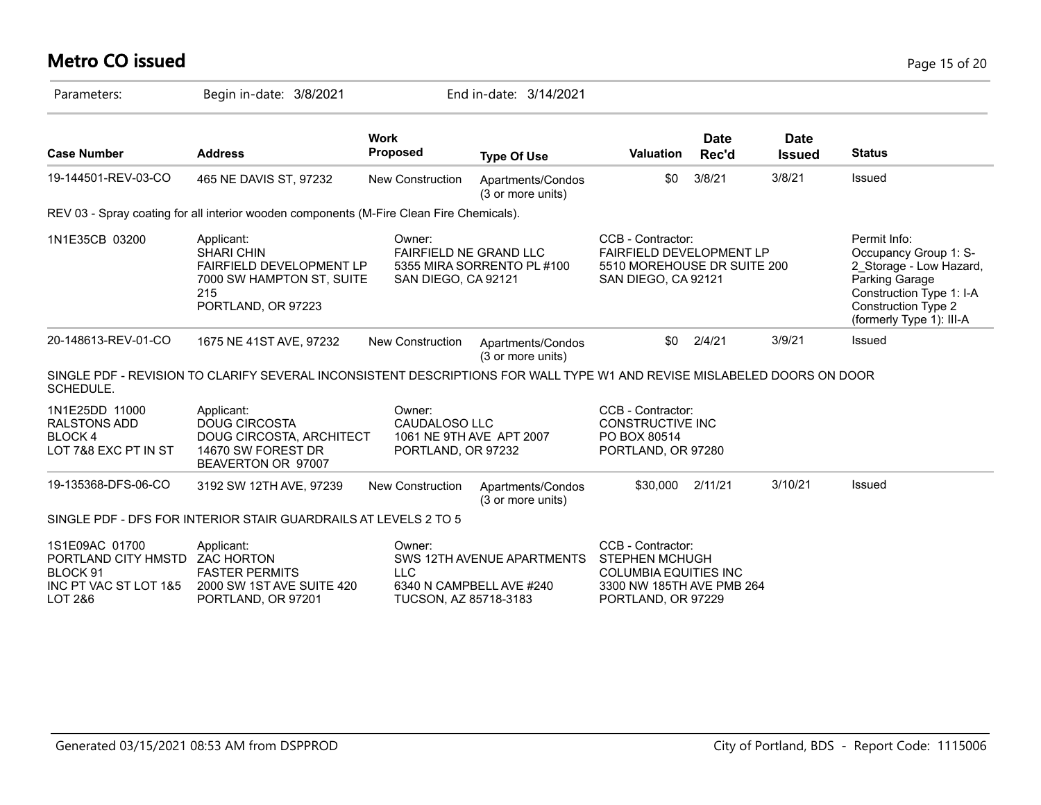# Metro CO issued

Parameters: Begin in-date: 3/8/2021 End in-date: 3/14/2021

| Case Number | Address | Work Proposed | Type Of Use | Valuation | Date Rec'd | Date Issued | Status |
|---|---|---|---|---|---|---|---|
| 19-144501-REV-03-CO | 465 NE DAVIS ST, 97232 | New Construction | Apartments/Condos (3 or more units) | $0 | 3/8/21 | 3/8/21 | Issued |

REV 03 - Spray coating for all interior wooden components (M-Fire Clean Fire Chemicals).

| | Applicant | Owner | CCB - Contractor | Permit Info |
|---|---|---|---|---|
| 1N1E35CB 03200 | Applicant:<br>SHARI CHIN<br>FAIRFIELD DEVELOPMENT LP<br>7000 SW HAMPTON ST, SUITE 215<br>PORTLAND, OR 97223 | Owner:<br>FAIRFIELD NE GRAND LLC<br>5355 MIRA SORRENTO PL #100<br>SAN DIEGO, CA 92121 | CCB - Contractor:<br>FAIRFIELD DEVELOPMENT LP<br>5510 MOREHOUSE DR SUITE 200<br>SAN DIEGO, CA 92121 | Permit Info:<br>Occupancy Group 1: S-2_Storage - Low Hazard, Parking Garage<br>Construction Type 1: I-A<br>Construction Type 2 (formerly Type 1): III-A |

| Case Number | Address | Work Proposed | Type Of Use | Valuation | Date Rec'd | Date Issued | Status |
|---|---|---|---|---|---|---|---|
| 20-148613-REV-01-CO | 1675 NE 41ST AVE, 97232 | New Construction | Apartments/Condos (3 or more units) | $0 | 2/4/21 | 3/9/21 | Issued |

SINGLE PDF - REVISION TO CLARIFY SEVERAL INCONSISTENT DESCRIPTIONS FOR WALL TYPE W1 AND REVISE MISLABELED DOORS ON DOOR SCHEDULE.

| | Applicant | Owner | CCB - Contractor |
|---|---|---|---|
| 1N1E25DD 11000<br>RALSTONS ADD<br>BLOCK 4<br>LOT 7&8 EXC PT IN ST | Applicant:<br>DOUG CIRCOSTA<br>DOUG CIRCOSTA, ARCHITECT<br>14670 SW FOREST DR<br>BEAVERTON OR 97007 | Owner:<br>CAUDALOSO LLC<br>1061 NE 9TH AVE APT 2007<br>PORTLAND, OR 97232 | CCB - Contractor:<br>CONSTRUCTIVE INC<br>PO BOX 80514<br>PORTLAND, OR 97280 |

| Case Number | Address | Work Proposed | Type Of Use | Valuation | Date Rec'd | Date Issued | Status |
|---|---|---|---|---|---|---|---|
| 19-135368-DFS-06-CO | 3192 SW 12TH AVE, 97239 | New Construction | Apartments/Condos (3 or more units) | $30,000 | 2/11/21 | 3/10/21 | Issued |

SINGLE PDF - DFS FOR INTERIOR STAIR GUARDRAILS AT LEVELS 2 TO 5

| | Applicant | Owner | CCB - Contractor |
|---|---|---|---|
| 1S1E09AC 01700<br>PORTLAND CITY HMSTD<br>BLOCK 91<br>INC PT VAC ST LOT 1&5<br>LOT 2&6 | Applicant:<br>ZAC HORTON<br>FASTER PERMITS<br>2000 SW 1ST AVE SUITE 420<br>PORTLAND, OR 97201 | Owner:<br>SWS 12TH AVENUE APARTMENTS LLC<br>6340 N CAMPBELL AVE #240<br>TUCSON, AZ 85718-3183 | CCB - Contractor:<br>STEPHEN MCHUGH<br>COLUMBIA EQUITIES INC<br>3300 NW 185TH AVE PMB 264<br>PORTLAND, OR 97229 |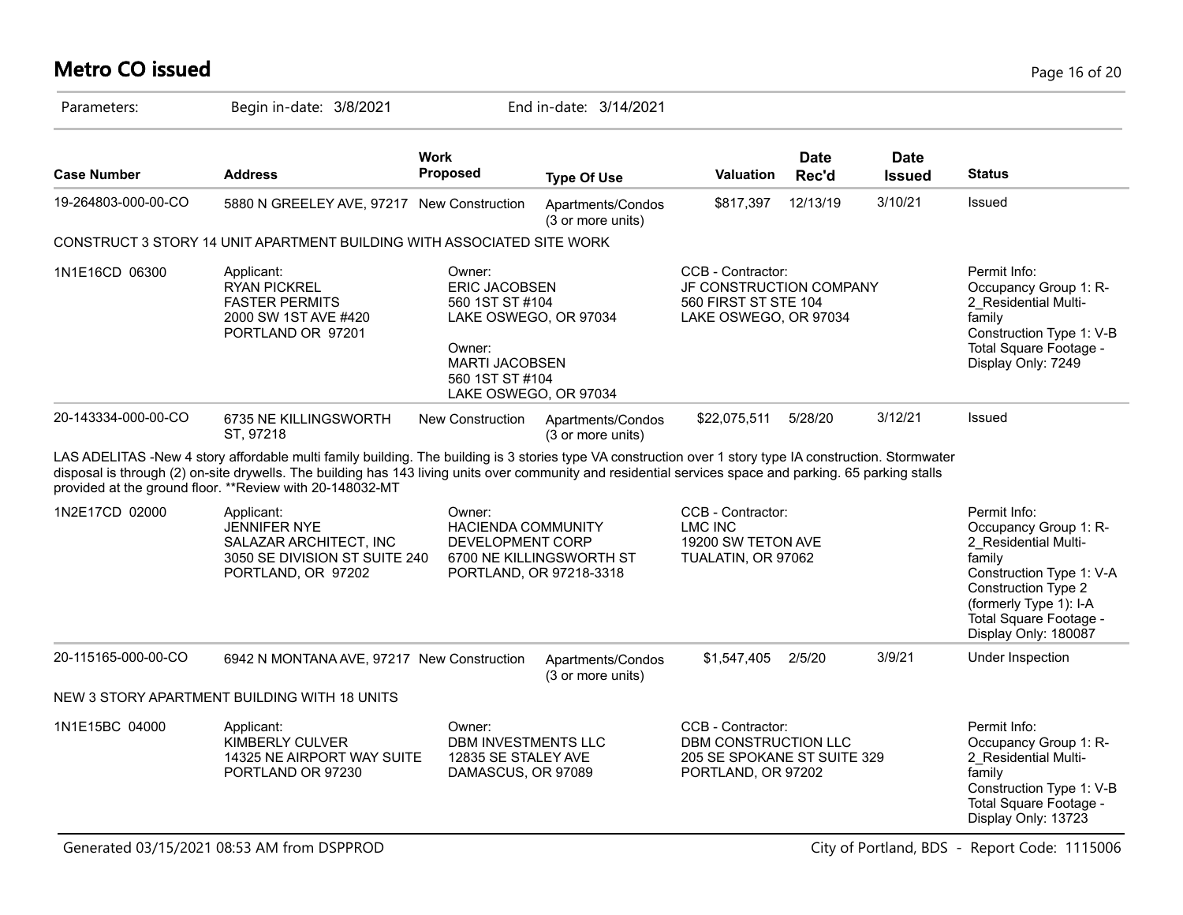# Metro CO issued

Parameters: Begin in-date: 3/8/2021 End in-date: 3/14/2021

| Case Number | Address | Work Proposed | Type Of Use | Valuation | Date Rec'd | Date Issued | Status |
|---|---|---|---|---|---|---|---|
| 19-264803-000-00-CO | 5880 N GREELEY AVE, 97217 | New Construction | Apartments/Condos (3 or more units) | $817,397 | 12/13/19 | 3/10/21 | Issued |

CONSTRUCT 3 STORY 14 UNIT APARTMENT BUILDING WITH ASSOCIATED SITE WORK

| | Applicant | Owner | CCB - Contractor | Permit Info |
|---|---|---|---|---|
| 1N1E16CD 06300 | Applicant:<br>RYAN PICKREL<br>FASTER PERMITS<br>2000 SW 1ST AVE #420<br>PORTLAND OR 97201 | Owner:<br>ERIC JACOBSEN<br>560 1ST ST #104<br>LAKE OSWEGO, OR 97034<br><br>Owner:<br>MARTI JACOBSEN<br>560 1ST ST #104<br>LAKE OSWEGO, OR 97034 | CCB - Contractor:<br>JF CONSTRUCTION COMPANY<br>560 FIRST ST STE 104<br>LAKE OSWEGO, OR 97034 | Permit Info:<br>Occupancy Group 1: R-2_Residential Multi-family<br>Construction Type 1: V-B<br>Total Square Footage - Display Only: 7249 |

| Case Number | Address | Work Proposed | Type Of Use | Valuation | Date Rec'd | Date Issued | Status |
|---|---|---|---|---|---|---|---|
| 20-143334-000-00-CO | 6735 NE KILLINGSWORTH ST, 97218 | New Construction | Apartments/Condos (3 or more units) | $22,075,511 | 5/28/20 | 3/12/21 | Issued |

LAS ADELITAS -New 4 story affordable multi family building. The building is 3 stories type VA construction over 1 story type IA construction. Stormwater disposal is through (2) on-site drywells. The building has 143 living units over community and residential services space and parking. 65 parking stalls provided at the ground floor. **Review with 20-148032-MT

| | Applicant | Owner | CCB - Contractor | Permit Info |
|---|---|---|---|---|
| 1N2E17CD 02000 | Applicant:<br>JENNIFER NYE<br>SALAZAR ARCHITECT, INC<br>3050 SE DIVISION ST SUITE 240<br>PORTLAND, OR 97202 | Owner:<br>HACIENDA COMMUNITY DEVELOPMENT CORP<br>6700 NE KILLINGSWORTH ST<br>PORTLAND, OR 97218-3318 | CCB - Contractor:<br>LMC INC<br>19200 SW TETON AVE<br>TUALATIN, OR 97062 | Permit Info:<br>Occupancy Group 1: R-2_Residential Multi-family<br>Construction Type 1: V-A<br>Construction Type 2 (formerly Type 1): I-A<br>Total Square Footage - Display Only: 180087 |

| Case Number | Address | Work Proposed | Type Of Use | Valuation | Date Rec'd | Date Issued | Status |
|---|---|---|---|---|---|---|---|
| 20-115165-000-00-CO | 6942 N MONTANA AVE, 97217 | New Construction | Apartments/Condos (3 or more units) | $1,547,405 | 2/5/20 | 3/9/21 | Under Inspection |

NEW 3 STORY APARTMENT BUILDING WITH 18 UNITS

| | Applicant | Owner | CCB - Contractor | Permit Info |
|---|---|---|---|---|
| 1N1E15BC 04000 | Applicant:<br>KIMBERLY CULVER<br>14325 NE AIRPORT WAY SUITE<br>PORTLAND OR 97230 | Owner:<br>DBM INVESTMENTS LLC<br>12835 SE STALEY AVE<br>DAMASCUS, OR 97089 | CCB - Contractor:<br>DBM CONSTRUCTION LLC<br>205 SE SPOKANE ST SUITE 329<br>PORTLAND, OR 97202 | Permit Info:<br>Occupancy Group 1: R-2_Residential Multi-family<br>Construction Type 1: V-B<br>Total Square Footage - Display Only: 13723 |

Generated 03/15/2021 08:53 AM from DSPPROD

City of Portland, BDS - Report Code: 1115006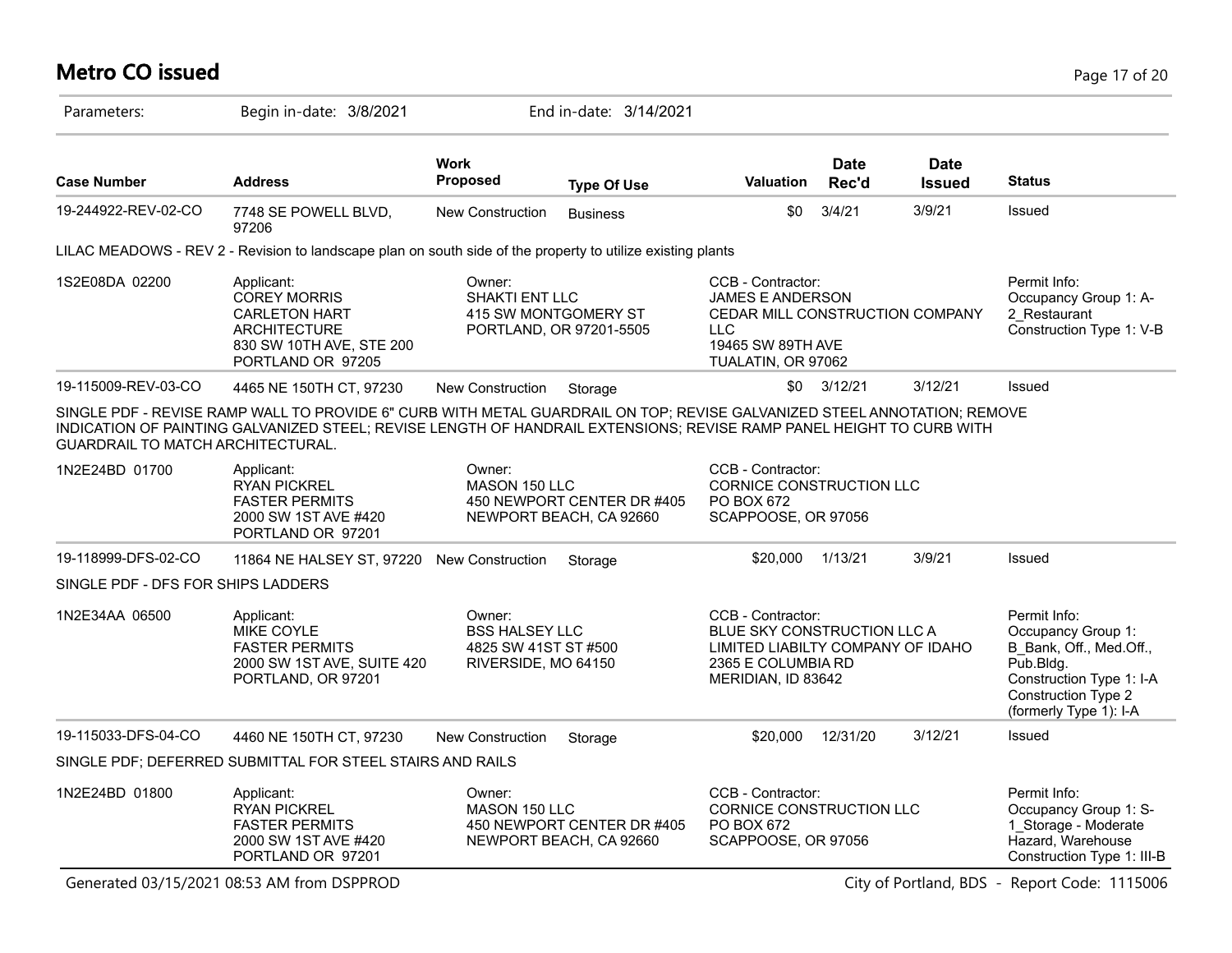# Metro CO issued

Parameters: Begin in-date: 3/8/2021 End in-date: 3/14/2021

| Case Number | Address | Work Proposed | Type Of Use | Valuation | Date Rec'd | Date Issued | Status |
|---|---|---|---|---|---|---|---|
| 19-244922-REV-02-CO | 7748 SE POWELL BLVD, 97206 | New Construction | Business | $0 | 3/4/21 | 3/9/21 | Issued |

LILAC MEADOWS - REV 2 - Revision to landscape plan on south side of the property to utilize existing plants

| 1S2E08DA 02200 | Applicant: | Owner: | CCB - Contractor: | Permit Info: |
|---|---|---|---|---|
| | COREY MORRIS<br>CARLETON HART ARCHITECTURE<br>830 SW 10TH AVE, STE 200<br>PORTLAND OR 97205 | SHAKTI ENT LLC<br>415 SW MONTGOMERY ST<br>PORTLAND, OR 97201-5505 | JAMES E ANDERSON<br>CEDAR MILL CONSTRUCTION COMPANY LLC<br>19465 SW 89TH AVE<br>TUALATIN, OR 97062 | Occupancy Group 1: A-2_Restaurant<br>Construction Type 1: V-B |

| Case Number | Address | Work Proposed | Type Of Use | Valuation | Date Rec'd | Date Issued | Status |
|---|---|---|---|---|---|---|---|
| 19-115009-REV-03-CO | 4465 NE 150TH CT, 97230 | New Construction | Storage | $0 | 3/12/21 | 3/12/21 | Issued |

SINGLE PDF - REVISE RAMP WALL TO PROVIDE 6" CURB WITH METAL GUARDRAIL ON TOP; REVISE GALVANIZED STEEL ANNOTATION; REMOVE INDICATION OF PAINTING GALVANIZED STEEL; REVISE LENGTH OF HANDRAIL EXTENSIONS; REVISE RAMP PANEL HEIGHT TO CURB WITH GUARDRAIL TO MATCH ARCHITECTURAL.

| 1N2E24BD 01700 | Applicant: | Owner: | CCB - Contractor: |
|---|---|---|---|
| | RYAN PICKREL<br>FASTER PERMITS<br>2000 SW 1ST AVE #420<br>PORTLAND OR 97201 | MASON 150 LLC<br>450 NEWPORT CENTER DR #405<br>NEWPORT BEACH, CA 92660 | CORNICE CONSTRUCTION LLC<br>PO BOX 672<br>SCAPPOOSE, OR 97056 |

| Case Number | Address | Work Proposed | Type Of Use | Valuation | Date Rec'd | Date Issued | Status |
|---|---|---|---|---|---|---|---|
| 19-118999-DFS-02-CO | 11864 NE HALSEY ST, 97220 | New Construction | Storage | $20,000 | 1/13/21 | 3/9/21 | Issued |

SINGLE PDF - DFS FOR SHIPS LADDERS

| 1N2E34AA 06500 | Applicant: | Owner: | CCB - Contractor: | Permit Info: |
|---|---|---|---|---|
| | MIKE COYLE<br>FASTER PERMITS<br>2000 SW 1ST AVE, SUITE 420<br>PORTLAND, OR 97201 | BSS HALSEY LLC<br>4825 SW 41ST ST #500<br>RIVERSIDE, MO 64150 | BLUE SKY CONSTRUCTION LLC A LIMITED LIABILTY COMPANY OF IDAHO<br>2365 E COLUMBIA RD<br>MERIDIAN, ID 83642 | Occupancy Group 1: B_Bank, Off., Med.Off., Pub.Bldg.<br>Construction Type 1: I-A<br>Construction Type 2 (formerly Type 1): I-A |

| Case Number | Address | Work Proposed | Type Of Use | Valuation | Date Rec'd | Date Issued | Status |
|---|---|---|---|---|---|---|---|
| 19-115033-DFS-04-CO | 4460 NE 150TH CT, 97230 | New Construction | Storage | $20,000 | 12/31/20 | 3/12/21 | Issued |

SINGLE PDF; DEFERRED SUBMITTAL FOR STEEL STAIRS AND RAILS

| 1N2E24BD 01800 | Applicant: | Owner: | CCB - Contractor: | Permit Info: |
|---|---|---|---|---|
| | RYAN PICKREL<br>FASTER PERMITS<br>2000 SW 1ST AVE #420<br>PORTLAND OR 97201 | MASON 150 LLC<br>450 NEWPORT CENTER DR #405<br>NEWPORT BEACH, CA 92660 | CORNICE CONSTRUCTION LLC<br>PO BOX 672<br>SCAPPOOSE, OR 97056 | Occupancy Group 1: S-1_Storage - Moderate Hazard, Warehouse<br>Construction Type 1: III-B |

Generated 03/15/2021 08:53 AM from DSPPROD City of Portland, BDS - Report Code: 1115006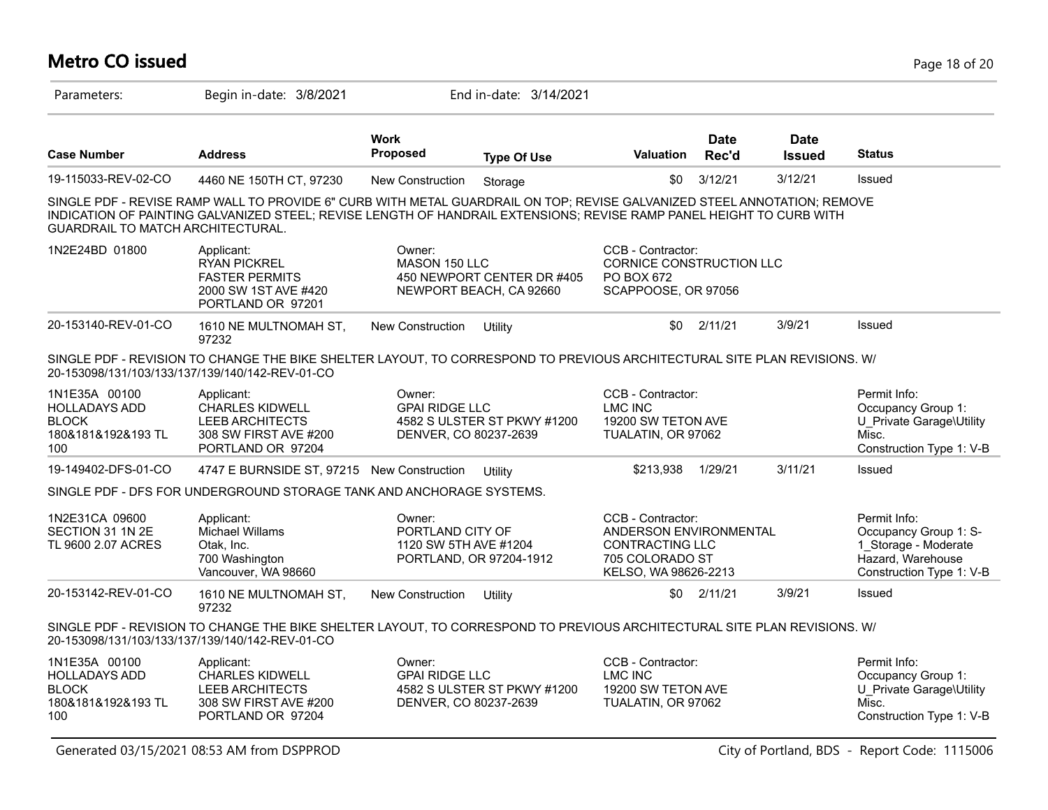# Metro CO issued

Parameters: Begin in-date: 3/8/2021 End in-date: 3/14/2021

| Case Number | Address | Work Proposed | Type Of Use | Valuation | Date Rec'd | Date Issued | Status |
|---|---|---|---|---|---|---|---|
| 19-115033-REV-02-CO | 4460 NE 150TH CT, 97230 | New Construction | Storage | $0 | 3/12/21 | 3/12/21 | Issued |

SINGLE PDF - REVISE RAMP WALL TO PROVIDE 6" CURB WITH METAL GUARDRAIL ON TOP; REVISE GALVANIZED STEEL ANNOTATION; REMOVE INDICATION OF PAINTING GALVANIZED STEEL; REVISE LENGTH OF HANDRAIL EXTENSIONS; REVISE RAMP PANEL HEIGHT TO CURB WITH GUARDRAIL TO MATCH ARCHITECTURAL.

| | Applicant | Owner | CCB - Contractor | Permit Info |
|---|---|---|---|---|
| 1N2E24BD 01800 | RYAN PICKREL<br>FASTER PERMITS<br>2000 SW 1ST AVE #420<br>PORTLAND OR 97201 | MASON 150 LLC<br>450 NEWPORT CENTER DR #405<br>NEWPORT BEACH, CA 92660 | CORNICE CONSTRUCTION LLC<br>PO BOX 672<br>SCAPPOOSE, OR 97056 | |

| Case Number | Address | Work Proposed | Type Of Use | Valuation | Date Rec'd | Date Issued | Status |
|---|---|---|---|---|---|---|---|
| 20-153140-REV-01-CO | 1610 NE MULTNOMAH ST, 97232 | New Construction | Utility | $0 | 2/11/21 | 3/9/21 | Issued |

SINGLE PDF - REVISION TO CHANGE THE BIKE SHELTER LAYOUT, TO CORRESPOND TO PREVIOUS ARCHITECTURAL SITE PLAN REVISIONS. W/ 20-153098/131/103/133/137/139/140/142-REV-01-CO

| | Applicant | Owner | CCB - Contractor | Permit Info |
|---|---|---|---|---|
| 1N1E35A 00100<br>HOLLADAYS ADD<br>BLOCK<br>180&181&192&193 TL 100 | CHARLES KIDWELL<br>LEEB ARCHITECTS<br>308 SW FIRST AVE #200<br>PORTLAND OR 97204 | GPAI RIDGE LLC<br>4582 S ULSTER ST PKWY #1200<br>DENVER, CO 80237-2639 | LMC INC<br>19200 SW TETON AVE<br>TUALATIN, OR 97062 | Occupancy Group 1: U_Private Garage\Utility Misc.<br>Construction Type 1: V-B |

| Case Number | Address | Work Proposed | Type Of Use | Valuation | Date Rec'd | Date Issued | Status |
|---|---|---|---|---|---|---|---|
| 19-149402-DFS-01-CO | 4747 E BURNSIDE ST, 97215 | New Construction | Utility | $213,938 | 1/29/21 | 3/11/21 | Issued |

SINGLE PDF - DFS FOR UNDERGROUND STORAGE TANK AND ANCHORAGE SYSTEMS.

| | Applicant | Owner | CCB - Contractor | Permit Info |
|---|---|---|---|---|
| 1N2E31CA 09600<br>SECTION 31 1N 2E<br>TL 9600 2.07 ACRES | Michael Willams<br>Otak, Inc.<br>700 Washington<br>Vancouver, WA 98660 | PORTLAND CITY OF<br>1120 SW 5TH AVE #1204<br>PORTLAND, OR 97204-1912 | ANDERSON ENVIRONMENTAL CONTRACTING LLC<br>705 COLORADO ST<br>KELSO, WA 98626-2213 | Occupancy Group 1: S-1_Storage - Moderate Hazard, Warehouse<br>Construction Type 1: V-B |

| Case Number | Address | Work Proposed | Type Of Use | Valuation | Date Rec'd | Date Issued | Status |
|---|---|---|---|---|---|---|---|
| 20-153142-REV-01-CO | 1610 NE MULTNOMAH ST, 97232 | New Construction | Utility | $0 | 2/11/21 | 3/9/21 | Issued |

SINGLE PDF - REVISION TO CHANGE THE BIKE SHELTER LAYOUT, TO CORRESPOND TO PREVIOUS ARCHITECTURAL SITE PLAN REVISIONS. W/ 20-153098/131/103/133/137/139/140/142-REV-01-CO

| | Applicant | Owner | CCB - Contractor | Permit Info |
|---|---|---|---|---|
| 1N1E35A 00100<br>HOLLADAYS ADD<br>BLOCK<br>180&181&192&193 TL 100 | CHARLES KIDWELL<br>LEEB ARCHITECTS<br>308 SW FIRST AVE #200<br>PORTLAND OR 97204 | GPAI RIDGE LLC<br>4582 S ULSTER ST PKWY #1200<br>DENVER, CO 80237-2639 | LMC INC<br>19200 SW TETON AVE<br>TUALATIN, OR 97062 | Occupancy Group 1: U_Private Garage\Utility Misc.<br>Construction Type 1: V-B |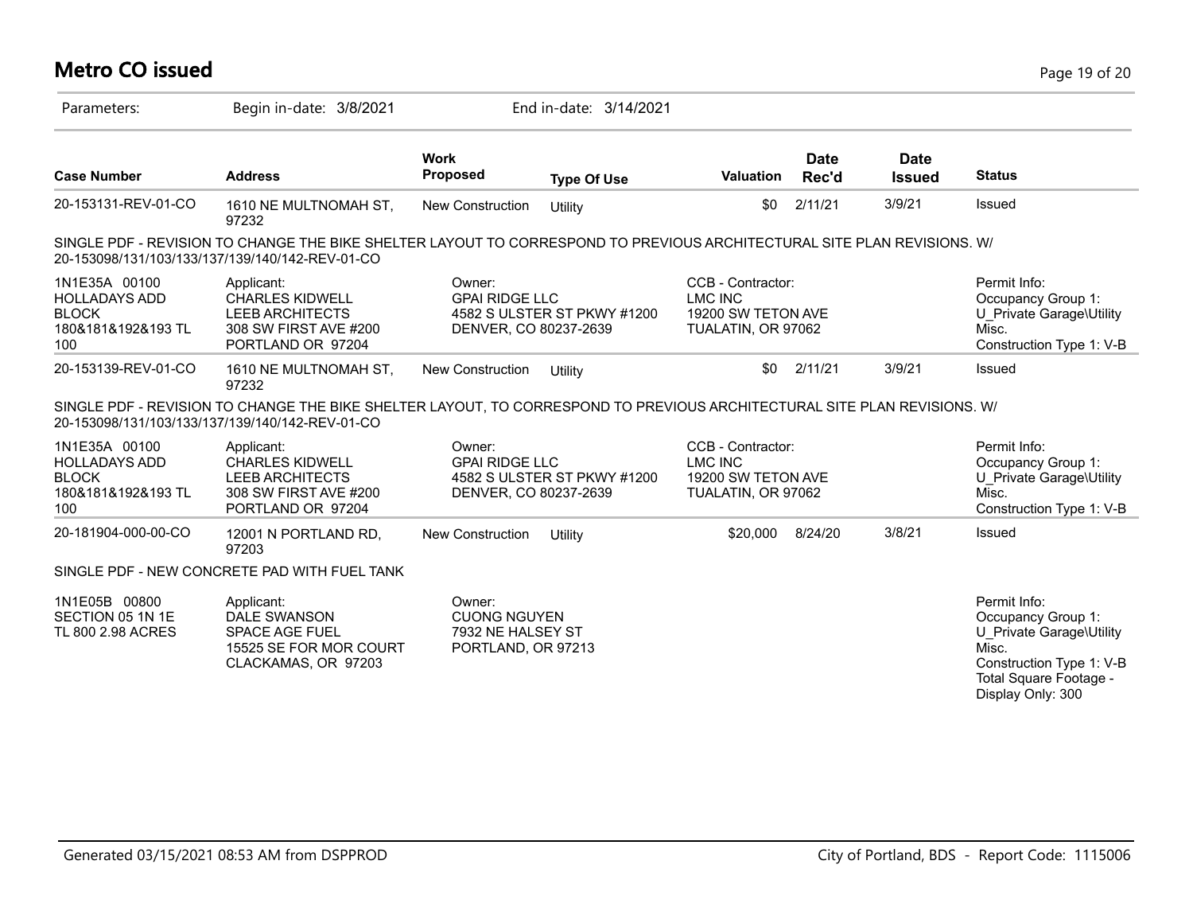# Metro CO issued

Parameters: Begin in-date: 3/8/2021 End in-date: 3/14/2021

| Case Number | Address | Work Proposed | Type Of Use | Valuation | Date Rec'd | Date Issued | Status |
|---|---|---|---|---|---|---|---|
| 20-153131-REV-01-CO | 1610 NE MULTNOMAH ST, 97232 | New Construction | Utility | $0 | 2/11/21 | 3/9/21 | Issued |

SINGLE PDF - REVISION TO CHANGE THE BIKE SHELTER LAYOUT TO CORRESPOND TO PREVIOUS ARCHITECTURAL SITE PLAN REVISIONS. W/ 20-153098/131/103/133/137/139/140/142-REV-01-CO

| | | | | |
|---|---|---|---|---|
| 1N1E35A 00100<br>HOLLADAYS ADD<br>BLOCK<br>180&181&192&193 TL<br>100 | Applicant:<br>CHARLES KIDWELL<br>LEEB ARCHITECTS<br>308 SW FIRST AVE #200<br>PORTLAND OR 97204 | Owner:<br>GPAI RIDGE LLC<br>4582 S ULSTER ST PKWY #1200<br>DENVER, CO 80237-2639 | CCB - Contractor:<br>LMC INC<br>19200 SW TETON AVE<br>TUALATIN, OR 97062 | Permit Info:<br>Occupancy Group 1:<br>U_Private Garage\Utility<br>Misc.<br>Construction Type 1: V-B |

| Case Number | Address | Work Proposed | Type Of Use | Valuation | Date Rec'd | Date Issued | Status |
|---|---|---|---|---|---|---|---|
| 20-153139-REV-01-CO | 1610 NE MULTNOMAH ST, 97232 | New Construction | Utility | $0 | 2/11/21 | 3/9/21 | Issued |

SINGLE PDF - REVISION TO CHANGE THE BIKE SHELTER LAYOUT, TO CORRESPOND TO PREVIOUS ARCHITECTURAL SITE PLAN REVISIONS. W/ 20-153098/131/103/133/137/139/140/142-REV-01-CO

| | | | | |
|---|---|---|---|---|
| 1N1E35A 00100<br>HOLLADAYS ADD<br>BLOCK<br>180&181&192&193 TL<br>100 | Applicant:<br>CHARLES KIDWELL<br>LEEB ARCHITECTS<br>308 SW FIRST AVE #200<br>PORTLAND OR 97204 | Owner:<br>GPAI RIDGE LLC<br>4582 S ULSTER ST PKWY #1200<br>DENVER, CO 80237-2639 | CCB - Contractor:<br>LMC INC<br>19200 SW TETON AVE<br>TUALATIN, OR 97062 | Permit Info:<br>Occupancy Group 1:<br>U_Private Garage\Utility<br>Misc.<br>Construction Type 1: V-B |

| Case Number | Address | Work Proposed | Type Of Use | Valuation | Date Rec'd | Date Issued | Status |
|---|---|---|---|---|---|---|---|
| 20-181904-000-00-CO | 12001 N PORTLAND RD, 97203 | New Construction | Utility | $20,000 | 8/24/20 | 3/8/21 | Issued |

SINGLE PDF - NEW CONCRETE PAD WITH FUEL TANK

| | | | |
|---|---|---|---|
| 1N1E05B 00800<br>SECTION 05 1N 1E<br>TL 800 2.98 ACRES | Applicant:<br>DALE SWANSON<br>SPACE AGE FUEL<br>15525 SE FOR MOR COURT<br>CLACKAMAS, OR 97203 | Owner:<br>CUONG NGUYEN<br>7932 NE HALSEY ST<br>PORTLAND, OR 97213 | Permit Info:<br>Occupancy Group 1:<br>U_Private Garage\Utility<br>Misc.<br>Construction Type 1: V-B<br>Total Square Footage - Display Only: 300 |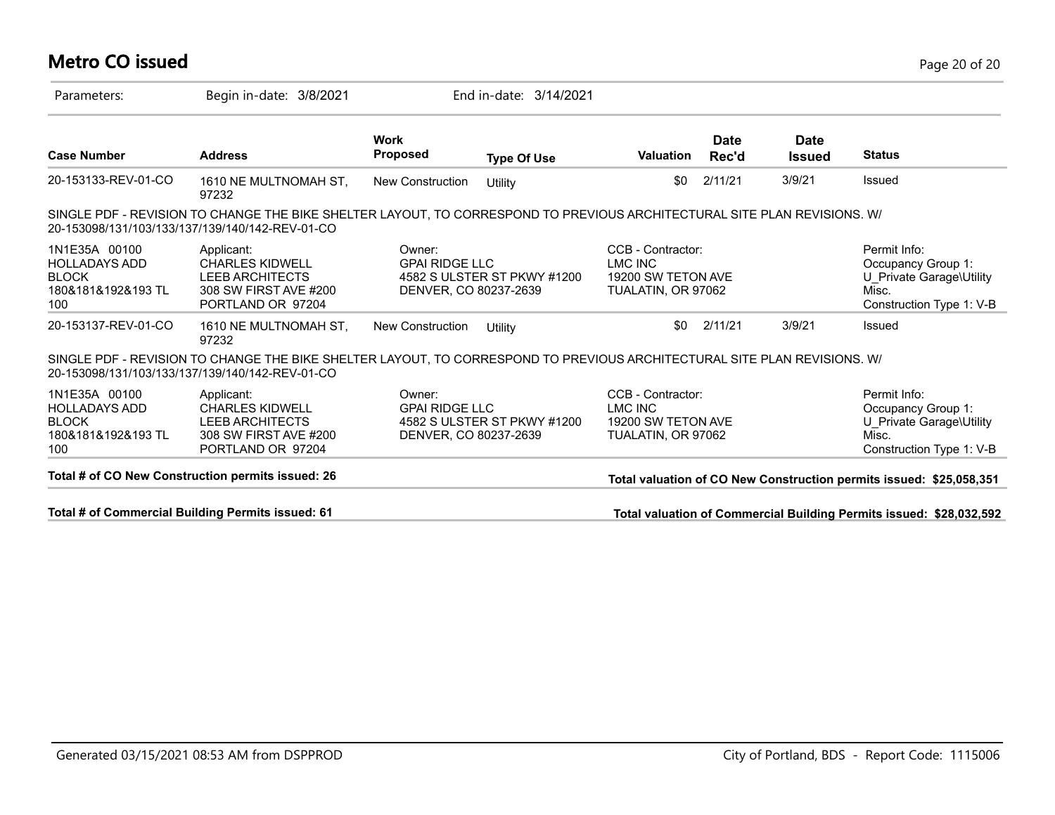# Metro CO issued

Parameters: Begin in-date: 3/8/2021 End in-date: 3/14/2021

| Case Number | Address | Work Proposed | Type Of Use | Valuation | Date Rec'd | Date Issued | Status |
|---|---|---|---|---|---|---|---|
| 20-153133-REV-01-CO | 1610 NE MULTNOMAH ST, 97232 | New Construction | Utility | $0 | 2/11/21 | 3/9/21 | Issued |
| SINGLE PDF - REVISION TO CHANGE THE BIKE SHELTER LAYOUT, TO CORRESPOND TO PREVIOUS ARCHITECTURAL SITE PLAN REVISIONS. W/ 20-153098/131/103/133/137/139/140/142-REV-01-CO | | | | | | | |
| 1N1E35A 00100 HOLLADAYS ADD BLOCK 180&181&192&193 TL 100 | Applicant: CHARLES KIDWELL LEEB ARCHITECTS 308 SW FIRST AVE #200 PORTLAND OR 97204 | Owner: GPAI RIDGE LLC 4582 S ULSTER ST PKWY #1200 DENVER, CO 80237-2639 | | CCB - Contractor: LMC INC 19200 SW TETON AVE TUALATIN, OR 97062 | | | Permit Info: Occupancy Group 1: U_Private Garage\Utility Misc. Construction Type 1: V-B |
| 20-153137-REV-01-CO | 1610 NE MULTNOMAH ST, 97232 | New Construction | Utility | $0 | 2/11/21 | 3/9/21 | Issued |
| SINGLE PDF - REVISION TO CHANGE THE BIKE SHELTER LAYOUT, TO CORRESPOND TO PREVIOUS ARCHITECTURAL SITE PLAN REVISIONS. W/ 20-153098/131/103/133/137/139/140/142-REV-01-CO | | | | | | | |
| 1N1E35A 00100 HOLLADAYS ADD BLOCK 180&181&192&193 TL 100 | Applicant: CHARLES KIDWELL LEEB ARCHITECTS 308 SW FIRST AVE #200 PORTLAND OR 97204 | Owner: GPAI RIDGE LLC 4582 S ULSTER ST PKWY #1200 DENVER, CO 80237-2639 | | CCB - Contractor: LMC INC 19200 SW TETON AVE TUALATIN, OR 97062 | | | Permit Info: Occupancy Group 1: U_Private Garage\Utility Misc. Construction Type 1: V-B |

**Total # of CO New Construction permits issued: 26**

**Total valuation of CO New Construction permits issued: $25,058,351**

**Total # of Commercial Building Permits issued: 61**

**Total valuation of Commercial Building Permits issued: $28,032,592**

Generated 03/15/2021 08:53 AM from DSPPROD

City of Portland, BDS - Report Code: 1115006